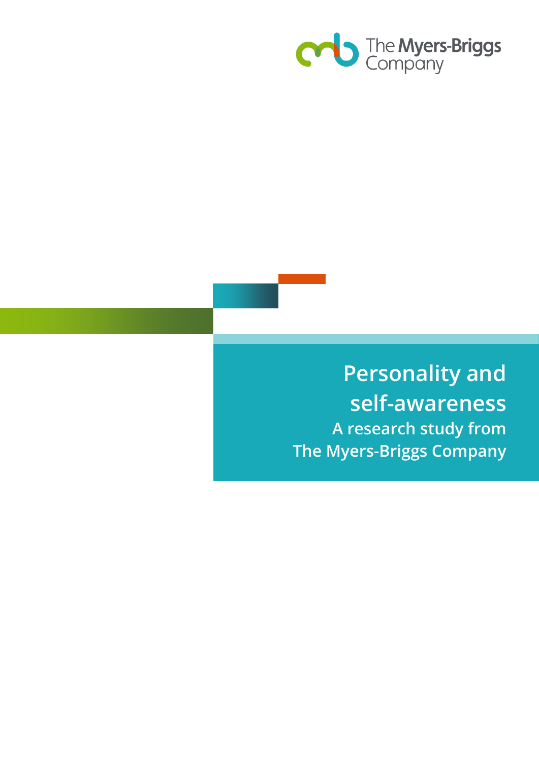The Myers-Briggs Company

# Personality and self-awareness

**A research study from The Myers-Briggs Company**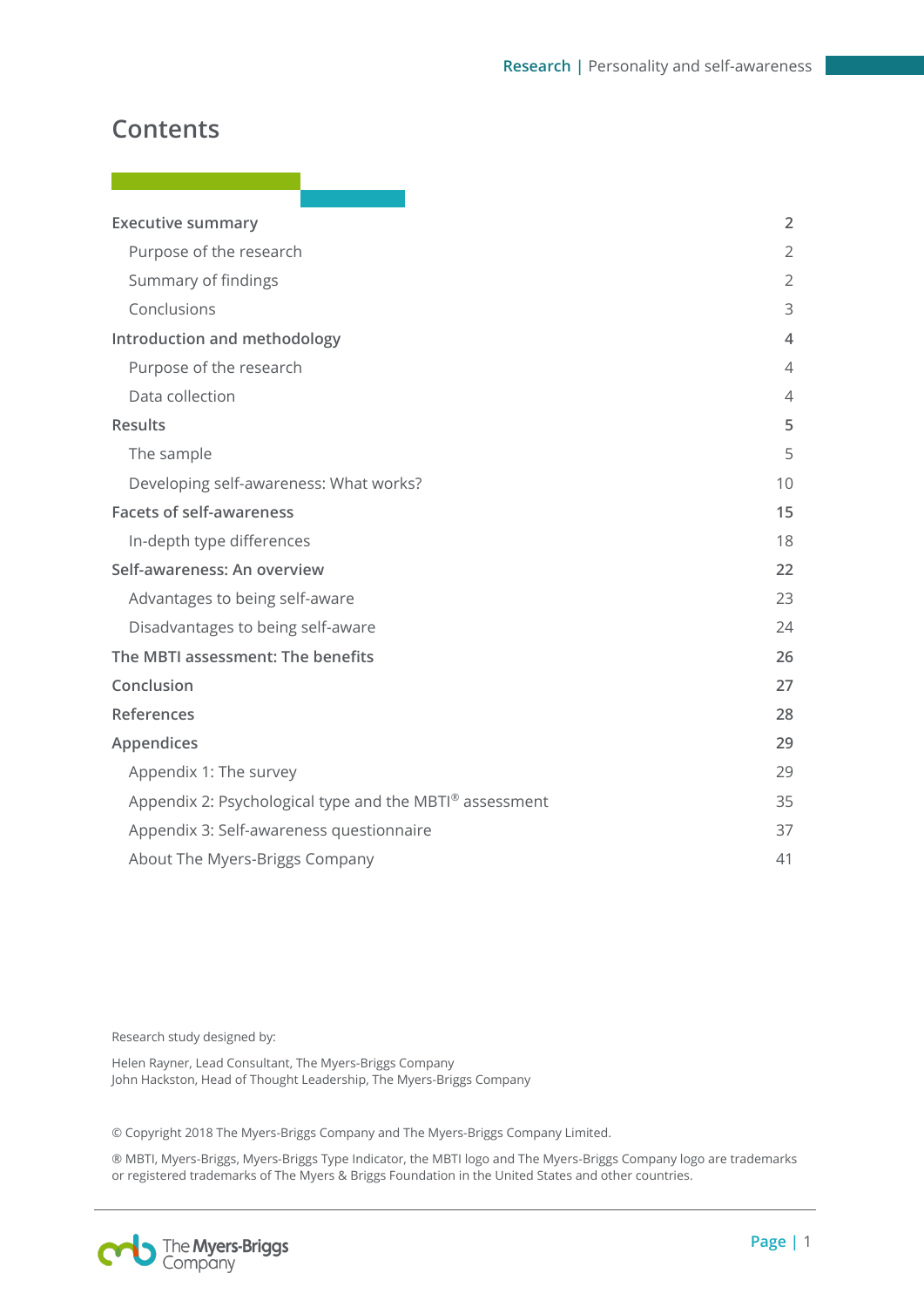# Contents

| | |
|---|---|
| **Executive summary** | **2** |
| Purpose of the research | 2 |
| Summary of findings | 2 |
| Conclusions | 3 |
| **Introduction and methodology** | **4** |
| Purpose of the research | 4 |
| Data collection | 4 |
| **Results** | **5** |
| The sample | 5 |
| Developing self-awareness: What works? | 10 |
| **Facets of self-awareness** | **15** |
| In-depth type differences | 18 |
| **Self-awareness: An overview** | **22** |
| Advantages to being self-aware | 23 |
| Disadvantages to being self-aware | 24 |
| **The MBTI assessment: The benefits** | **26** |
| **Conclusion** | **27** |
| **References** | **28** |
| **Appendices** | **29** |
| Appendix 1: The survey | 29 |
| Appendix 2: Psychological type and the MBTI® assessment | 35 |
| Appendix 3: Self-awareness questionnaire | 37 |
| About The Myers-Briggs Company | 41 |

Research study designed by:

Helen Rayner, Lead Consultant, The Myers-Briggs Company
John Hackston, Head of Thought Leadership, The Myers-Briggs Company

© Copyright 2018 The Myers-Briggs Company and The Myers-Briggs Company Limited.

® MBTI, Myers-Briggs, Myers-Briggs Type Indicator, the MBTI logo and The Myers-Briggs Company logo are trademarks or registered trademarks of The Myers & Briggs Foundation in the United States and other countries.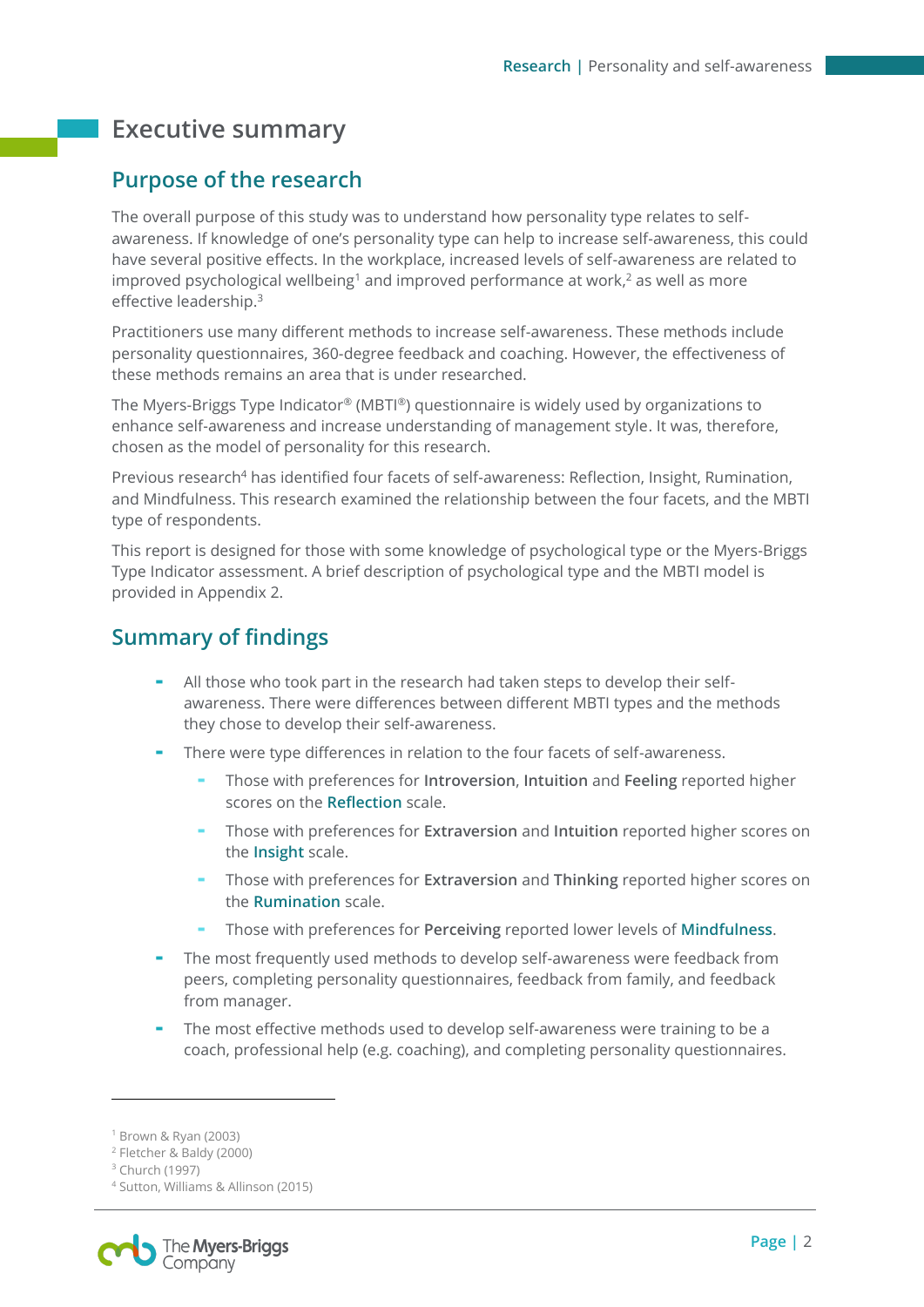# Executive summary

## Purpose of the research

The overall purpose of this study was to understand how personality type relates to self-awareness. If knowledge of one's personality type can help to increase self-awareness, this could have several positive effects. In the workplace, increased levels of self-awareness are related to improved psychological wellbeing[1] and improved performance at work,[2] as well as more effective leadership.[3]

Practitioners use many different methods to increase self-awareness. These methods include personality questionnaires, 360-degree feedback and coaching. However, the effectiveness of these methods remains an area that is under researched.

The Myers-Briggs Type Indicator® (MBTI®) questionnaire is widely used by organizations to enhance self-awareness and increase understanding of management style. It was, therefore, chosen as the model of personality for this research.

Previous research[4] has identified four facets of self-awareness: Reflection, Insight, Rumination, and Mindfulness. This research examined the relationship between the four facets, and the MBTI type of respondents.

This report is designed for those with some knowledge of psychological type or the Myers-Briggs Type Indicator assessment. A brief description of psychological type and the MBTI model is provided in Appendix 2.

## Summary of findings

- All those who took part in the research had taken steps to develop their self-awareness. There were differences between different MBTI types and the methods they chose to develop their self-awareness.
- There were type differences in relation to the four facets of self-awareness.
  - Those with preferences for **Introversion**, **Intuition** and **Feeling** reported higher scores on the **Reflection** scale.
  - Those with preferences for **Extraversion** and **Intuition** reported higher scores on the **Insight** scale.
  - Those with preferences for **Extraversion** and **Thinking** reported higher scores on the **Rumination** scale.
  - Those with preferences for **Perceiving** reported lower levels of **Mindfulness**.
- The most frequently used methods to develop self-awareness were feedback from peers, completing personality questionnaires, feedback from family, and feedback from manager.
- The most effective methods used to develop self-awareness were training to be a coach, professional help (e.g. coaching), and completing personality questionnaires.

---

[1] Brown & Ryan (2003)
[2] Fletcher & Baldy (2000)
[3] Church (1997)
[4] Sutton, Williams & Allinson (2015)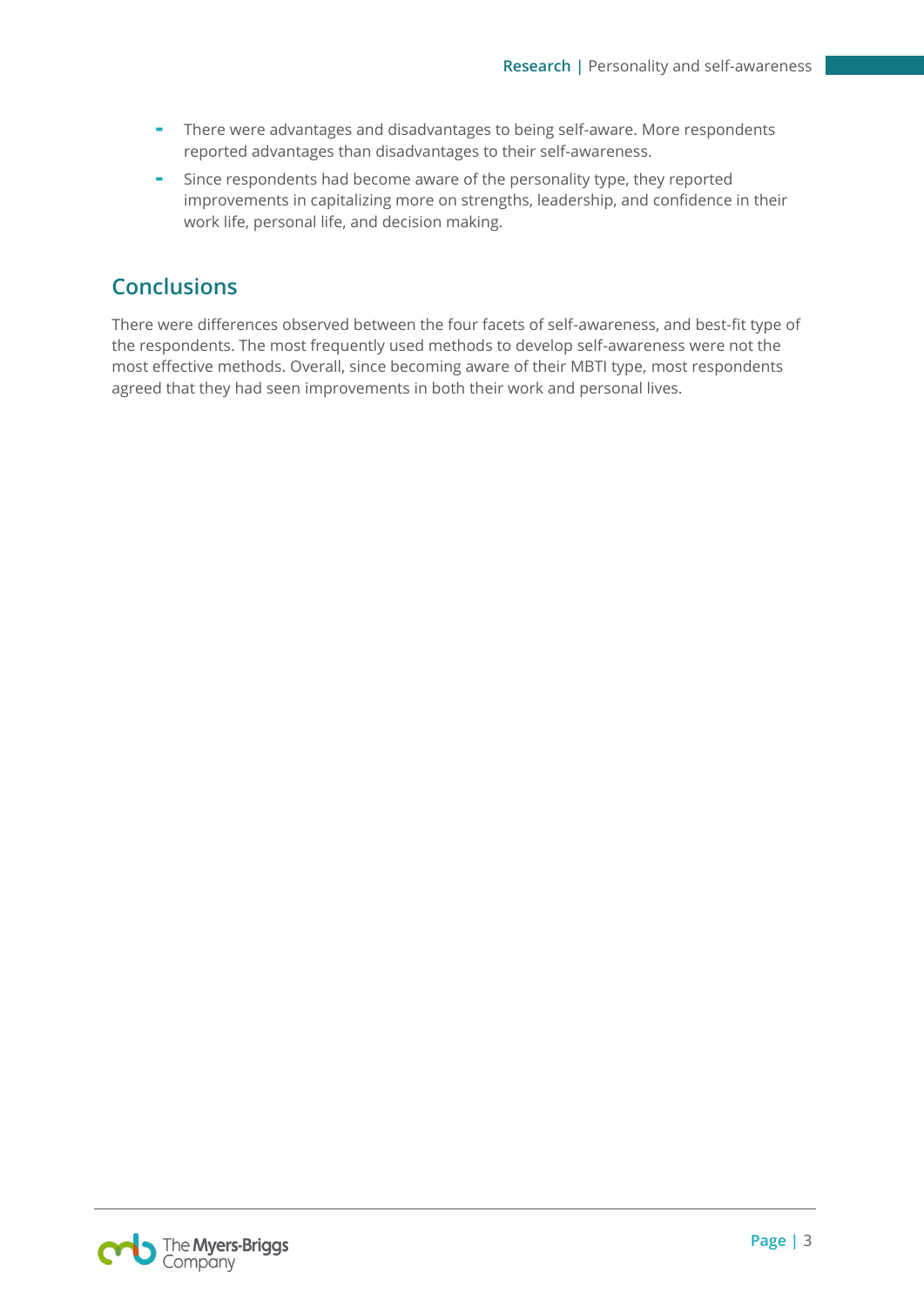- There were advantages and disadvantages to being self-aware. More respondents reported advantages than disadvantages to their self-awareness.
- Since respondents had become aware of the personality type, they reported improvements in capitalizing more on strengths, leadership, and confidence in their work life, personal life, and decision making.

## Conclusions

There were differences observed between the four facets of self-awareness, and best-fit type of the respondents. The most frequently used methods to develop self-awareness were not the most effective methods. Overall, since becoming aware of their MBTI type, most respondents agreed that they had seen improvements in both their work and personal lives.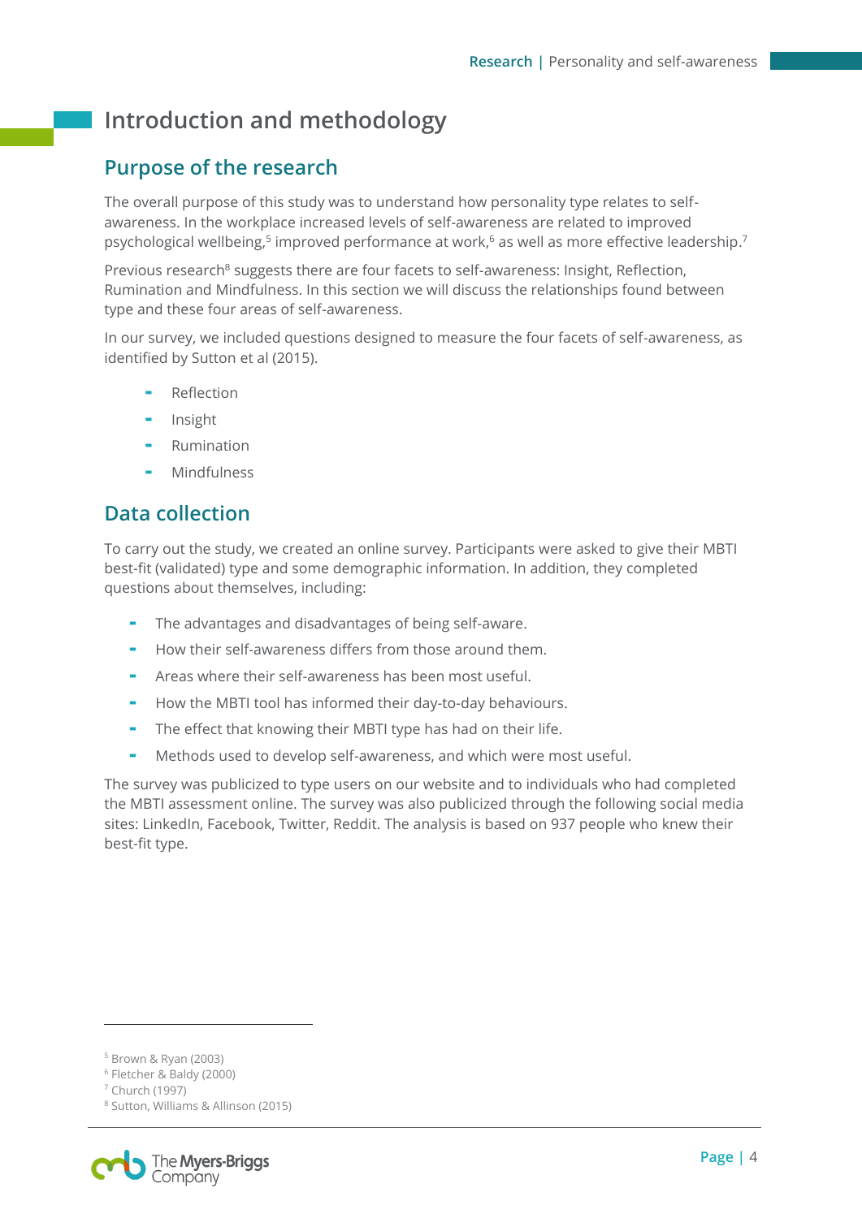# Introduction and methodology

## Purpose of the research

The overall purpose of this study was to understand how personality type relates to self-awareness. In the workplace increased levels of self-awareness are related to improved psychological wellbeing,[5] improved performance at work,[6] as well as more effective leadership.[7]

Previous research[8] suggests there are four facets to self-awareness: Insight, Reflection, Rumination and Mindfulness. In this section we will discuss the relationships found between type and these four areas of self-awareness.

In our survey, we included questions designed to measure the four facets of self-awareness, as identified by Sutton et al (2015).

- Reflection
- Insight
- Rumination
- Mindfulness

## Data collection

To carry out the study, we created an online survey. Participants were asked to give their MBTI best-fit (validated) type and some demographic information. In addition, they completed questions about themselves, including:

- The advantages and disadvantages of being self-aware.
- How their self-awareness differs from those around them.
- Areas where their self-awareness has been most useful.
- How the MBTI tool has informed their day-to-day behaviours.
- The effect that knowing their MBTI type has had on their life.
- Methods used to develop self-awareness, and which were most useful.

The survey was publicized to type users on our website and to individuals who had completed the MBTI assessment online. The survey was also publicized through the following social media sites: LinkedIn, Facebook, Twitter, Reddit. The analysis is based on 937 people who knew their best-fit type.

---

[5] Brown & Ryan (2003)
[6] Fletcher & Baldy (2000)
[7] Church (1997)
[8] Sutton, Williams & Allinson (2015)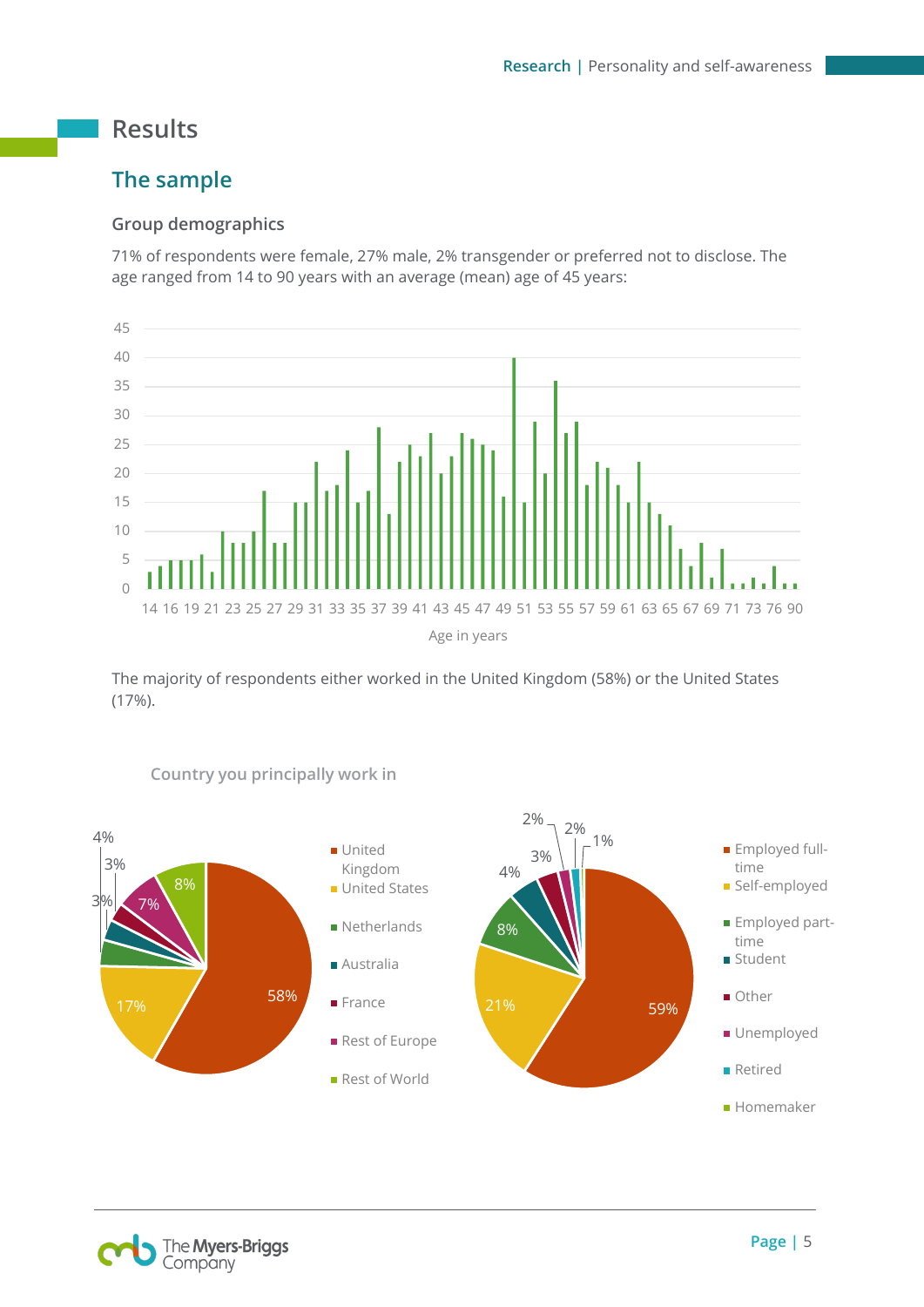# Results

## The sample

### Group demographics

71% of respondents were female, 27% male, 2% transgender or preferred not to disclose. The age ranged from 14 to 90 years with an average (mean) age of 45 years:

The majority of respondents either worked in the United Kingdom (58%) or the United States (17%).

Country you principally work in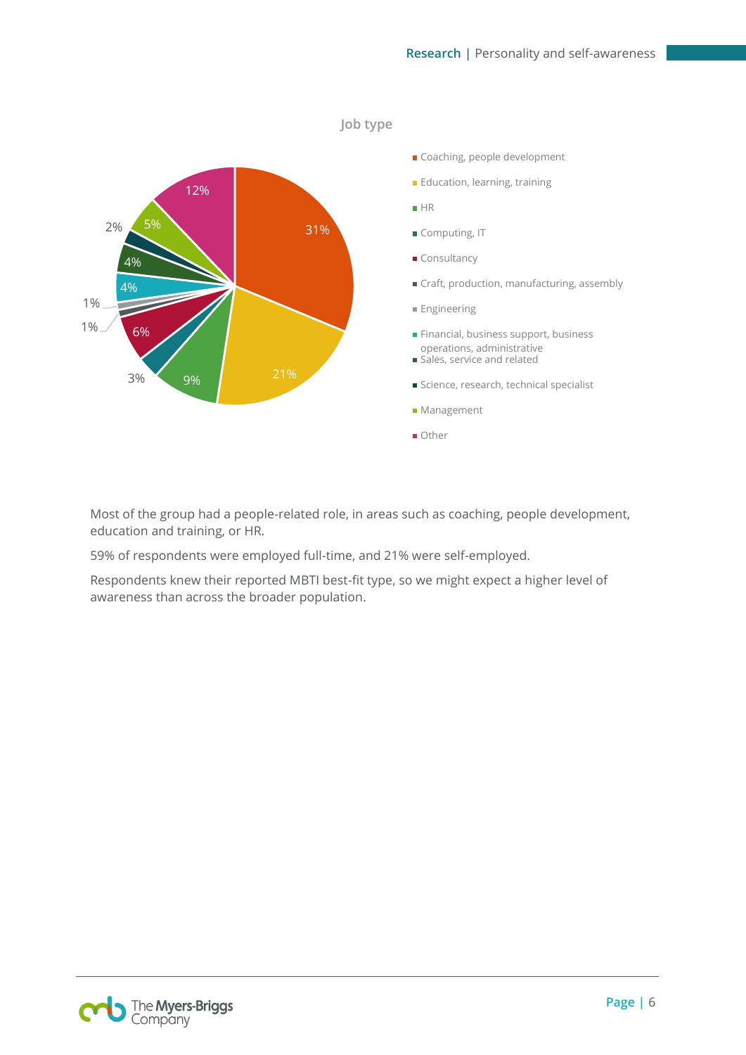### Job type

| Job type | % |
|---|---|
| Coaching, people development | 31% |
| Education, learning, training | 21% |
| HR | 9% |
| Computing, IT | 3% |
| Consultancy | 6% |
| Craft, production, manufacturing, assembly | 1% |
| Engineering | 1% |
| Financial, business support, business operations, administrative | 4% |
| Sales, service and related | 4% |
| Science, research, technical specialist | 2% |
| Management | 5% |
| Other | 12% |

Most of the group had a people-related role, in areas such as coaching, people development, education and training, or HR.

59% of respondents were employed full-time, and 21% were self-employed.

Respondents knew their reported MBTI best-fit type, so we might expect a higher level of awareness than across the broader population.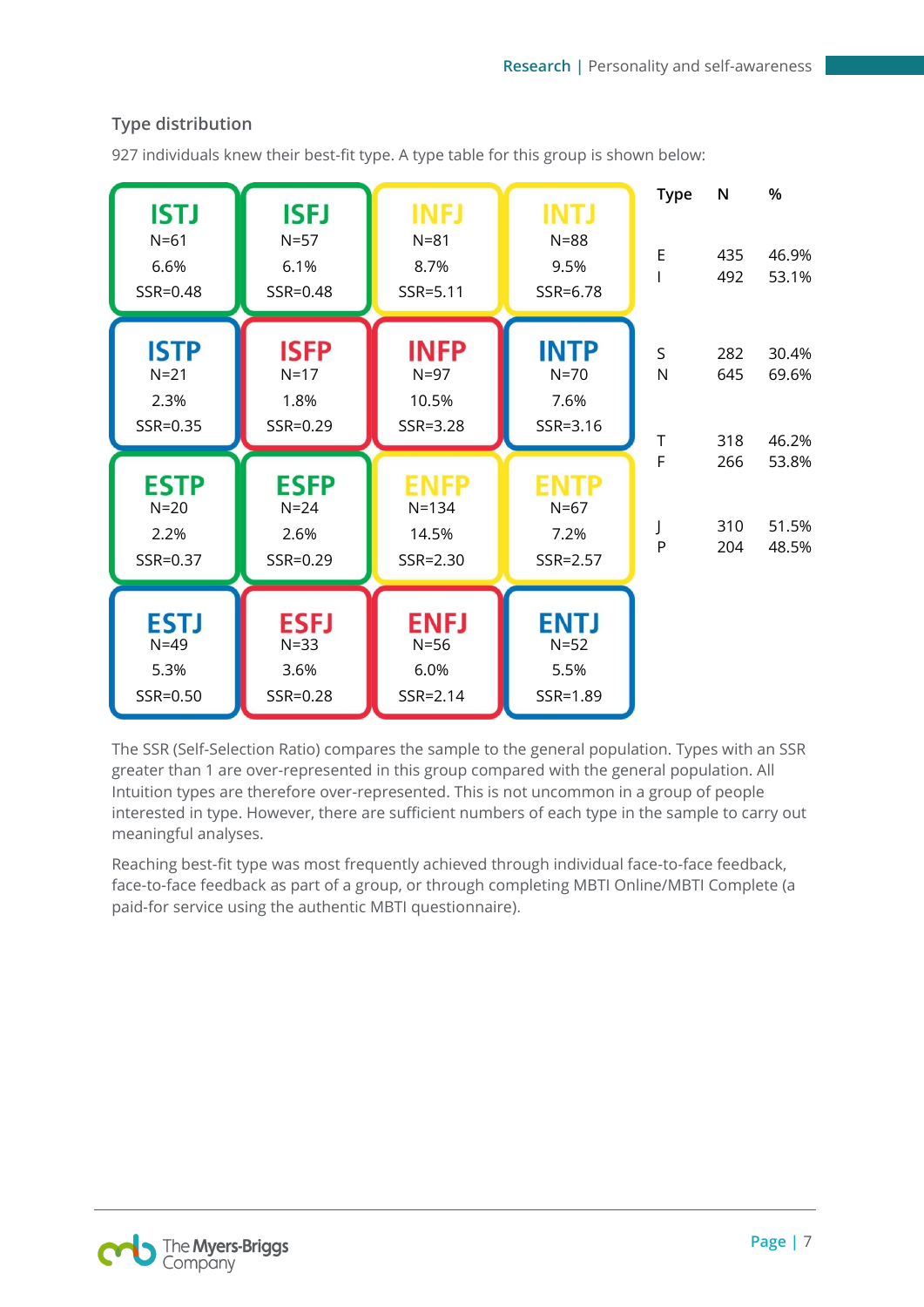### Type distribution

927 individuals knew their best-fit type. A type table for this group is shown below:

| ISTJ | ISFJ | INFJ | INTJ |
|---|---|---|---|
| N=61<br>6.6%<br>SSR=0.48 | N=57<br>6.1%<br>SSR=0.48 | N=81<br>8.7%<br>SSR=5.11 | N=88<br>9.5%<br>SSR=6.78 |
| **ISTP**<br>N=21<br>2.3%<br>SSR=0.35 | **ISFP**<br>N=17<br>1.8%<br>SSR=0.29 | **INFP**<br>N=97<br>10.5%<br>SSR=3.28 | **INTP**<br>N=70<br>7.6%<br>SSR=3.16 |
| **ESTP**<br>N=20<br>2.2%<br>SSR=0.37 | **ESFP**<br>N=24<br>2.6%<br>SSR=0.29 | **ENFP**<br>N=134<br>14.5%<br>SSR=2.30 | **ENTP**<br>N=67<br>7.2%<br>SSR=2.57 |
| **ESTJ**<br>N=49<br>5.3%<br>SSR=0.50 | **ESFJ**<br>N=33<br>3.6%<br>SSR=0.28 | **ENFJ**<br>N=56<br>6.0%<br>SSR=2.14 | **ENTJ**<br>N=52<br>5.5%<br>SSR=1.89 |

| Type | N | % |
|---|---|---|
| E | 435 | 46.9% |
| I | 492 | 53.1% |
| S | 282 | 30.4% |
| N | 645 | 69.6% |
| T | 318 | 46.2% |
| F | 266 | 53.8% |
| J | 310 | 51.5% |
| P | 204 | 48.5% |

The SSR (Self-Selection Ratio) compares the sample to the general population. Types with an SSR greater than 1 are over-represented in this group compared with the general population. All Intuition types are therefore over-represented. This is not uncommon in a group of people interested in type. However, there are sufficient numbers of each type in the sample to carry out meaningful analyses.

Reaching best-fit type was most frequently achieved through individual face-to-face feedback, face-to-face feedback as part of a group, or through completing MBTI Online/MBTI Complete (a paid-for service using the authentic MBTI questionnaire).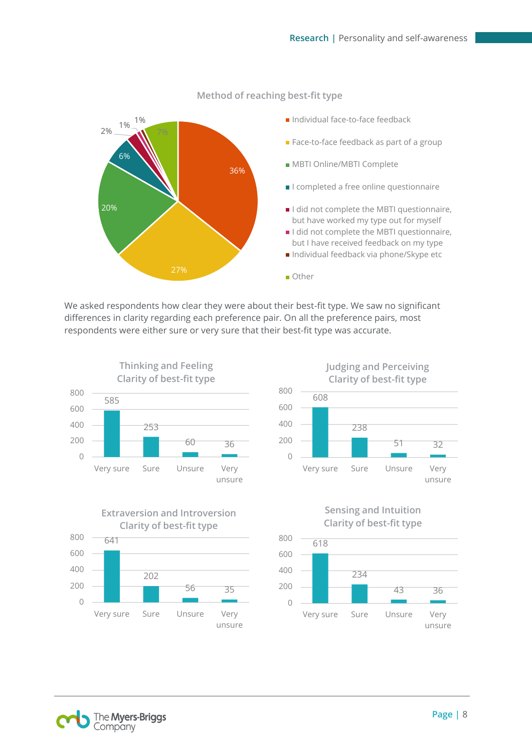### Method of reaching best-fit type

| Method | % |
|---|---|
| Individual face-to-face feedback | 36% |
| Face-to-face feedback as part of a group | 27% |
| MBTI Online/MBTI Complete | 20% |
| I completed a free online questionnaire | 6% |
| I did not complete the MBTI questionnaire, but have worked my type out for myself | 2% |
| I did not complete the MBTI questionnaire, but I have received feedback on my type | 1% |
| Individual feedback via phone/Skype etc | 1% |
| Other | 7% |

We asked respondents how clear they were about their best-fit type. We saw no significant differences in clarity regarding each preference pair. On all the preference pairs, most respondents were either sure or very sure that their best-fit type was accurate.

### Thinking and Feeling Clarity of best-fit type

| Very sure | Sure | Unsure | Very unsure |
|---|---|---|---|
| 585 | 253 | 60 | 36 |

### Judging and Perceiving Clarity of best-fit type

| Very sure | Sure | Unsure | Very unsure |
|---|---|---|---|
| 608 | 238 | 51 | 32 |

### Extraversion and Introversion Clarity of best-fit type

| Very sure | Sure | Unsure | Very unsure |
|---|---|---|---|
| 641 | 202 | 56 | 35 |

### Sensing and Intuition Clarity of best-fit type

| Very sure | Sure | Unsure | Very unsure |
|---|---|---|---|
| 618 | 234 | 43 | 36 |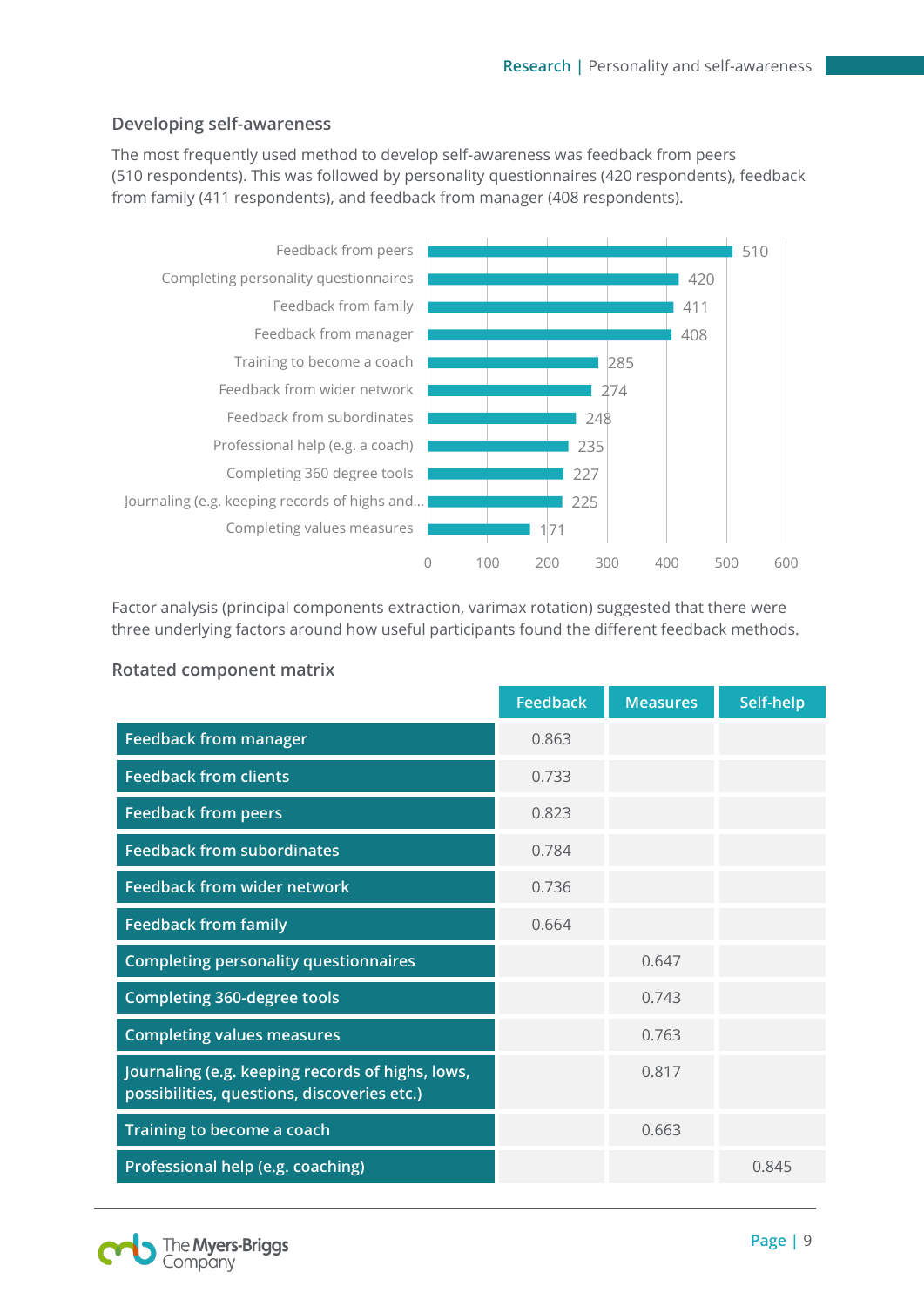### Developing self-awareness

The most frequently used method to develop self-awareness was feedback from peers (510 respondents). This was followed by personality questionnaires (420 respondents), feedback from family (411 respondents), and feedback from manager (408 respondents).

| Method | Respondents |
|---|---|
| Feedback from peers | 510 |
| Completing personality questionnaires | 420 |
| Feedback from family | 411 |
| Feedback from manager | 408 |
| Training to become a coach | 285 |
| Feedback from wider network | 274 |
| Feedback from subordinates | 248 |
| Professional help (e.g. a coach) | 235 |
| Completing 360 degree tools | 227 |
| Journaling (e.g. keeping records of highs and... | 225 |
| Completing values measures | 171 |

Factor analysis (principal components extraction, varimax rotation) suggested that there were three underlying factors around how useful participants found the different feedback methods.

### Rotated component matrix

| | Feedback | Measures | Self-help |
|---|---|---|---|
| Feedback from manager | 0.863 | | |
| Feedback from clients | 0.733 | | |
| Feedback from peers | 0.823 | | |
| Feedback from subordinates | 0.784 | | |
| Feedback from wider network | 0.736 | | |
| Feedback from family | 0.664 | | |
| Completing personality questionnaires | | 0.647 | |
| Completing 360-degree tools | | 0.743 | |
| Completing values measures | | 0.763 | |
| Journaling (e.g. keeping records of highs, lows, possibilities, questions, discoveries etc.) | | 0.817 | |
| Training to become a coach | | 0.663 | |
| Professional help (e.g. coaching) | | | 0.845 |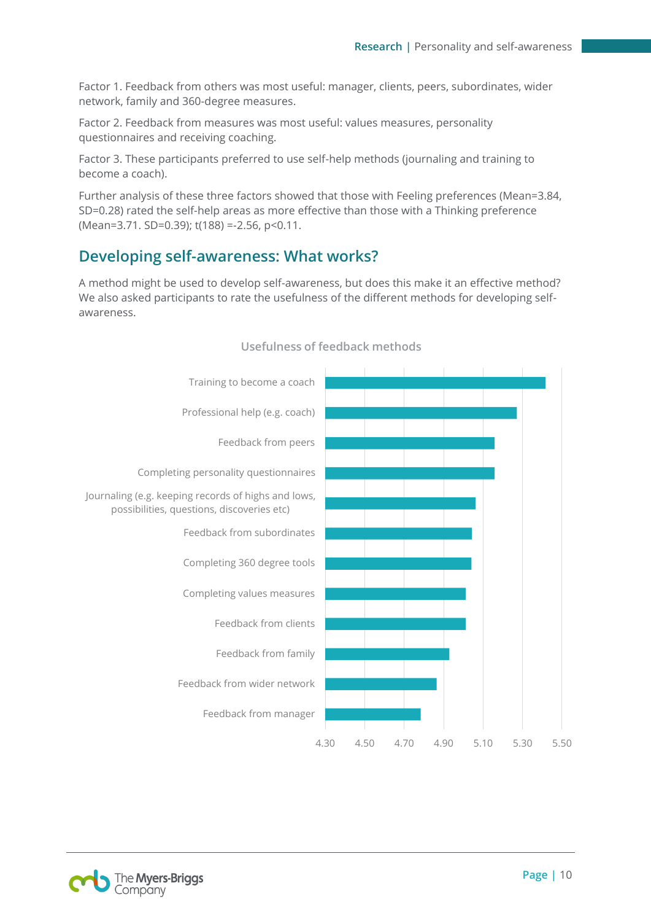Factor 1. Feedback from others was most useful: manager, clients, peers, subordinates, wider network, family and 360-degree measures.

Factor 2. Feedback from measures was most useful: values measures, personality questionnaires and receiving coaching.

Factor 3. These participants preferred to use self-help methods (journaling and training to become a coach).

Further analysis of these three factors showed that those with Feeling preferences (Mean=3.84, SD=0.28) rated the self-help areas as more effective than those with a Thinking preference (Mean=3.71. SD=0.39); $t(188) = -2.56$, $p<0.11$.

## Developing self-awareness: What works?

A method might be used to develop self-awareness, but does this make it an effective method? We also asked participants to rate the usefulness of the different methods for developing self-awareness.

**Usefulness of feedback methods**

- Training to become a coach
- Professional help (e.g. coach)
- Feedback from peers
- Completing personality questionnaires
- Journaling (e.g. keeping records of highs and lows, possibilities, questions, discoveries etc)
- Feedback from subordinates
- Completing 360 degree tools
- Completing values measures
- Feedback from clients
- Feedback from family
- Feedback from wider network
- Feedback from manager

Axis: 4.30, 4.50, 4.70, 4.90, 5.10, 5.30, 5.50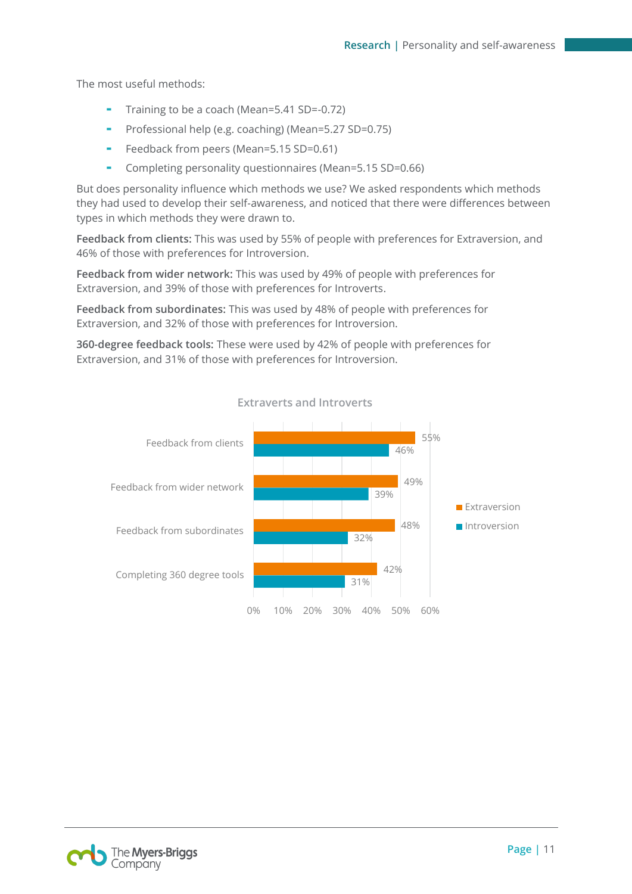The most useful methods:

- Training to be a coach (Mean=5.41 SD=-0.72)
- Professional help (e.g. coaching) (Mean=5.27 SD=0.75)
- Feedback from peers (Mean=5.15 SD=0.61)
- Completing personality questionnaires (Mean=5.15 SD=0.66)

But does personality influence which methods we use? We asked respondents which methods they had used to develop their self-awareness, and noticed that there were differences between types in which methods they were drawn to.

**Feedback from clients:** This was used by 55% of people with preferences for Extraversion, and 46% of those with preferences for Introversion.

**Feedback from wider network:** This was used by 49% of people with preferences for Extraversion, and 39% of those with preferences for Introverts.

**Feedback from subordinates:** This was used by 48% of people with preferences for Extraversion, and 32% of those with preferences for Introversion.

**360-degree feedback tools:** These were used by 42% of people with preferences for Extraversion, and 31% of those with preferences for Introversion.

**Extraverts and Introverts**

| | Extraversion | Introversion |
|---|---|---|
| Feedback from clients | 55% | 46% |
| Feedback from wider network | 49% | 39% |
| Feedback from subordinates | 48% | 32% |
| Completing 360 degree tools | 42% | 31% |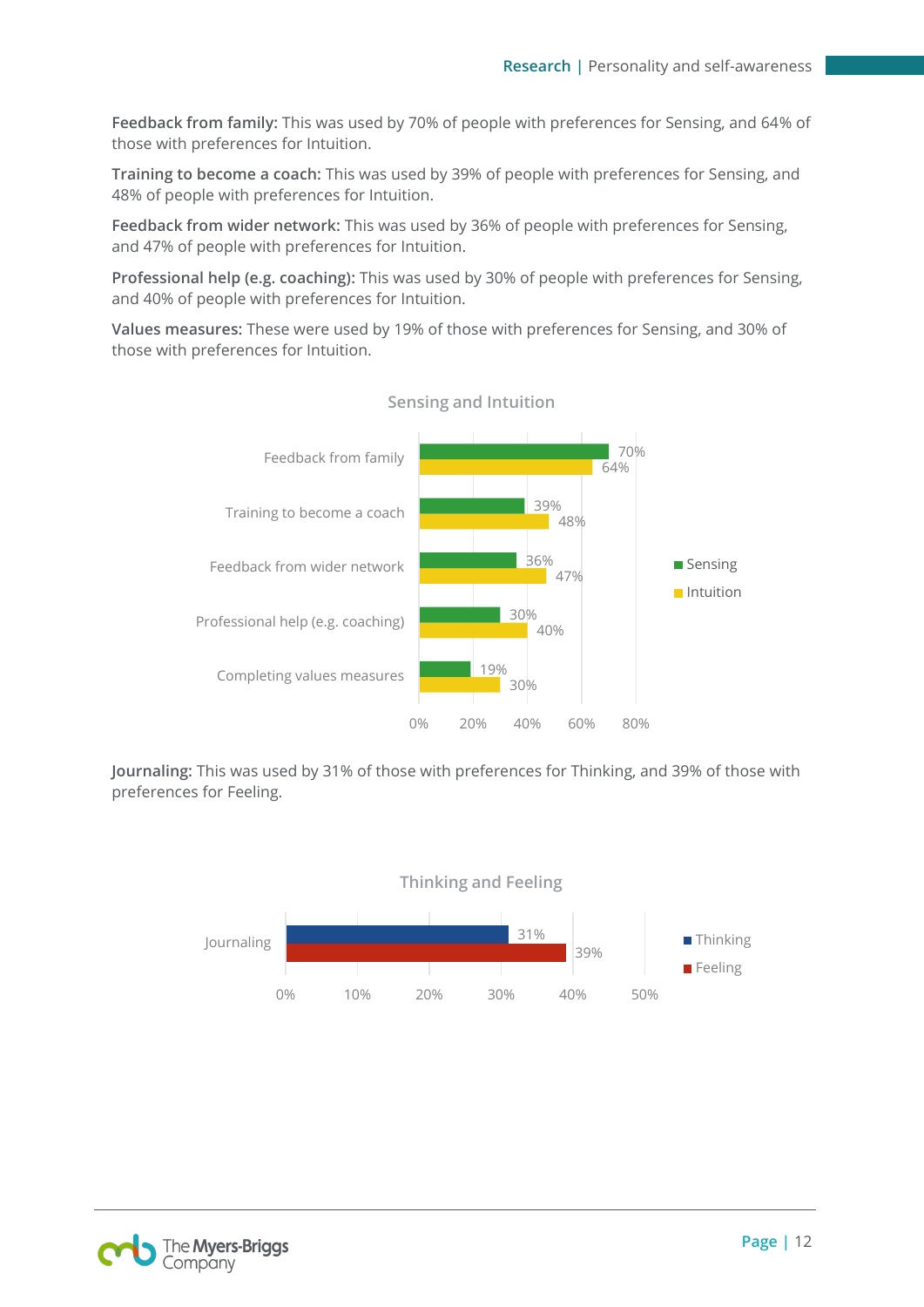**Feedback from family:** This was used by 70% of people with preferences for Sensing, and 64% of those with preferences for Intuition.

**Training to become a coach:** This was used by 39% of people with preferences for Sensing, and 48% of people with preferences for Intuition.

**Feedback from wider network:** This was used by 36% of people with preferences for Sensing, and 47% of people with preferences for Intuition.

**Professional help (e.g. coaching):** This was used by 30% of people with preferences for Sensing, and 40% of people with preferences for Intuition.

**Values measures:** These were used by 19% of those with preferences for Sensing, and 30% of those with preferences for Intuition.

**Sensing and Intuition**

| | Sensing | Intuition |
|---|---|---|
| Feedback from family | 70% | 64% |
| Training to become a coach | 39% | 48% |
| Feedback from wider network | 36% | 47% |
| Professional help (e.g. coaching) | 30% | 40% |
| Completing values measures | 19% | 30% |

**Journaling:** This was used by 31% of those with preferences for Thinking, and 39% of those with preferences for Feeling.

**Thinking and Feeling**

| | Thinking | Feeling |
|---|---|---|
| Journaling | 31% | 39% |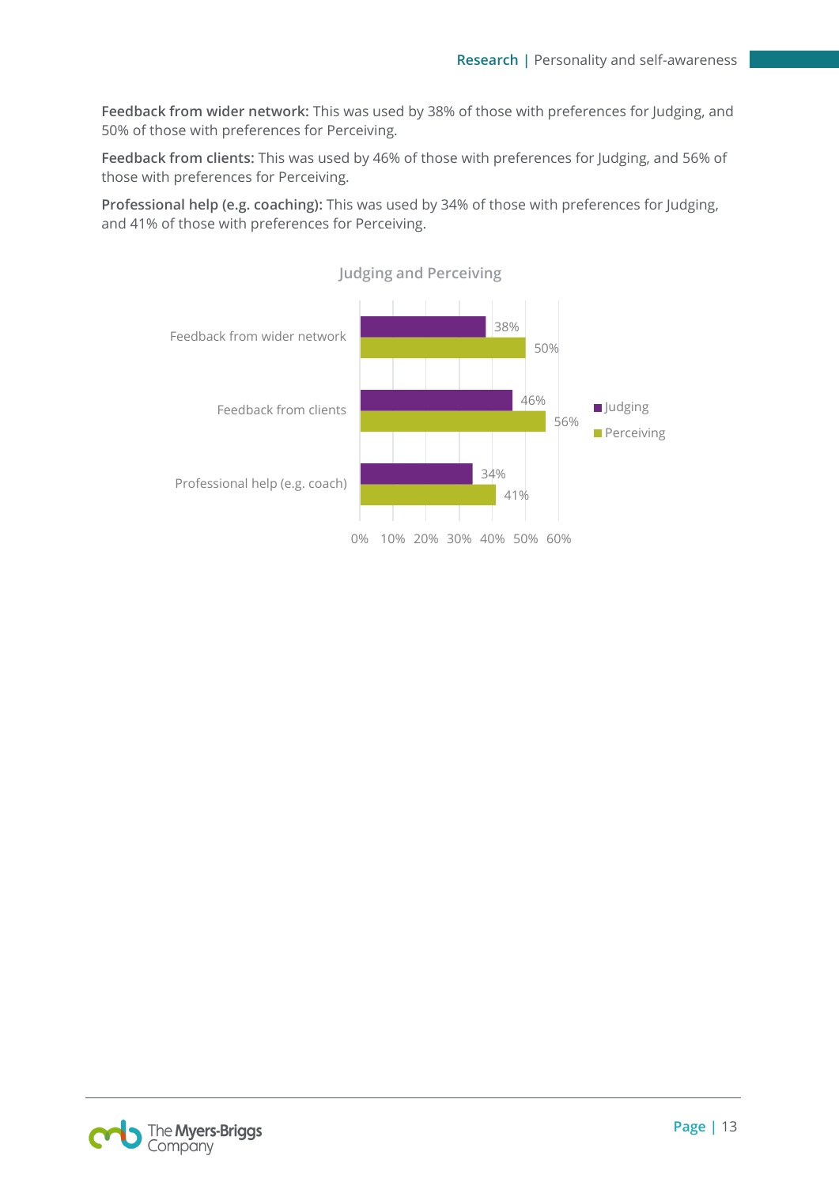**Feedback from wider network:** This was used by 38% of those with preferences for Judging, and 50% of those with preferences for Perceiving.

**Feedback from clients:** This was used by 46% of those with preferences for Judging, and 56% of those with preferences for Perceiving.

**Professional help (e.g. coaching):** This was used by 34% of those with preferences for Judging, and 41% of those with preferences for Perceiving.

**Judging and Perceiving**

| | Judging | Perceiving |
|---|---|---|
| Feedback from wider network | 38% | 50% |
| Feedback from clients | 46% | 56% |
| Professional help (e.g. coach) | 34% | 41% |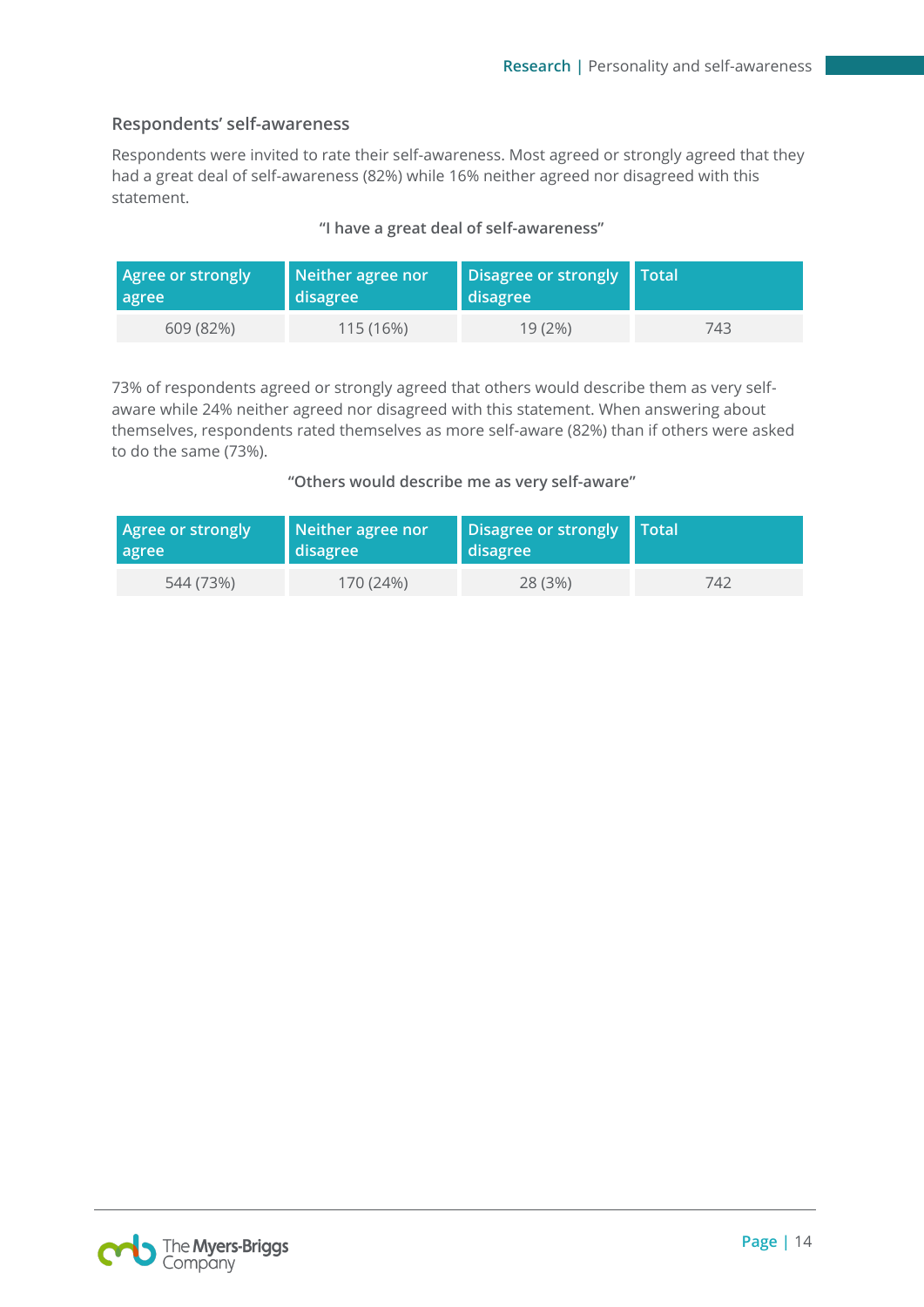### Respondents' self-awareness

Respondents were invited to rate their self-awareness. Most agreed or strongly agreed that they had a great deal of self-awareness (82%) while 16% neither agreed nor disagreed with this statement.

**"I have a great deal of self-awareness"**

| Agree or strongly agree | Neither agree nor disagree | Disagree or strongly disagree | Total |
|---|---|---|---|
| 609 (82%) | 115 (16%) | 19 (2%) | 743 |

73% of respondents agreed or strongly agreed that others would describe them as very self-aware while 24% neither agreed nor disagreed with this statement. When answering about themselves, respondents rated themselves as more self-aware (82%) than if others were asked to do the same (73%).

**"Others would describe me as very self-aware"**

| Agree or strongly agree | Neither agree nor disagree | Disagree or strongly disagree | Total |
|---|---|---|---|
| 544 (73%) | 170 (24%) | 28 (3%) | 742 |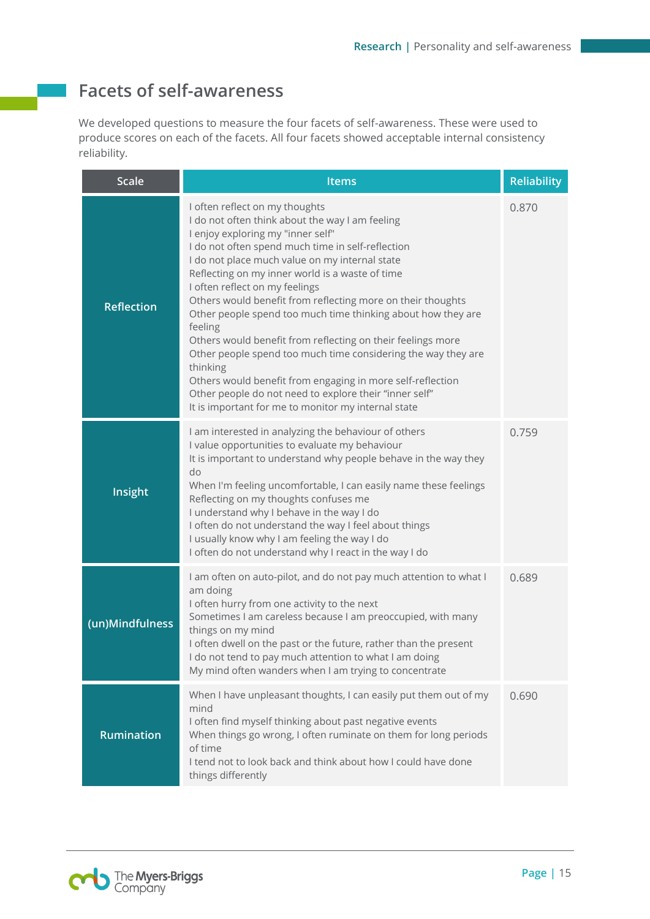## Facets of self-awareness

We developed questions to measure the four facets of self-awareness. These were used to produce scores on each of the facets. All four facets showed acceptable internal consistency reliability.

| Scale | Items | Reliability |
|---|---|---|
| Reflection | I often reflect on my thoughts<br>I do not often think about the way I am feeling<br>I enjoy exploring my "inner self"<br>I do not often spend much time in self-reflection<br>I do not place much value on my internal state<br>Reflecting on my inner world is a waste of time<br>I often reflect on my feelings<br>Others would benefit from reflecting more on their thoughts<br>Other people spend too much time thinking about how they are feeling<br>Others would benefit from reflecting on their feelings more<br>Other people spend too much time considering the way they are thinking<br>Others would benefit from engaging in more self-reflection<br>Other people do not need to explore their "inner self"<br>It is important for me to monitor my internal state | 0.870 |
| Insight | I am interested in analyzing the behaviour of others<br>I value opportunities to evaluate my behaviour<br>It is important to understand why people behave in the way they do<br>When I'm feeling uncomfortable, I can easily name these feelings<br>Reflecting on my thoughts confuses me<br>I understand why I behave in the way I do<br>I often do not understand the way I feel about things<br>I usually know why I am feeling the way I do<br>I often do not understand why I react in the way I do | 0.759 |
| (un)Mindfulness | I am often on auto-pilot, and do not pay much attention to what I am doing<br>I often hurry from one activity to the next<br>Sometimes I am careless because I am preoccupied, with many things on my mind<br>I often dwell on the past or the future, rather than the present<br>I do not tend to pay much attention to what I am doing<br>My mind often wanders when I am trying to concentrate | 0.689 |
| Rumination | When I have unpleasant thoughts, I can easily put them out of my mind<br>I often find myself thinking about past negative events<br>When things go wrong, I often ruminate on them for long periods of time<br>I tend not to look back and think about how I could have done things differently | 0.690 |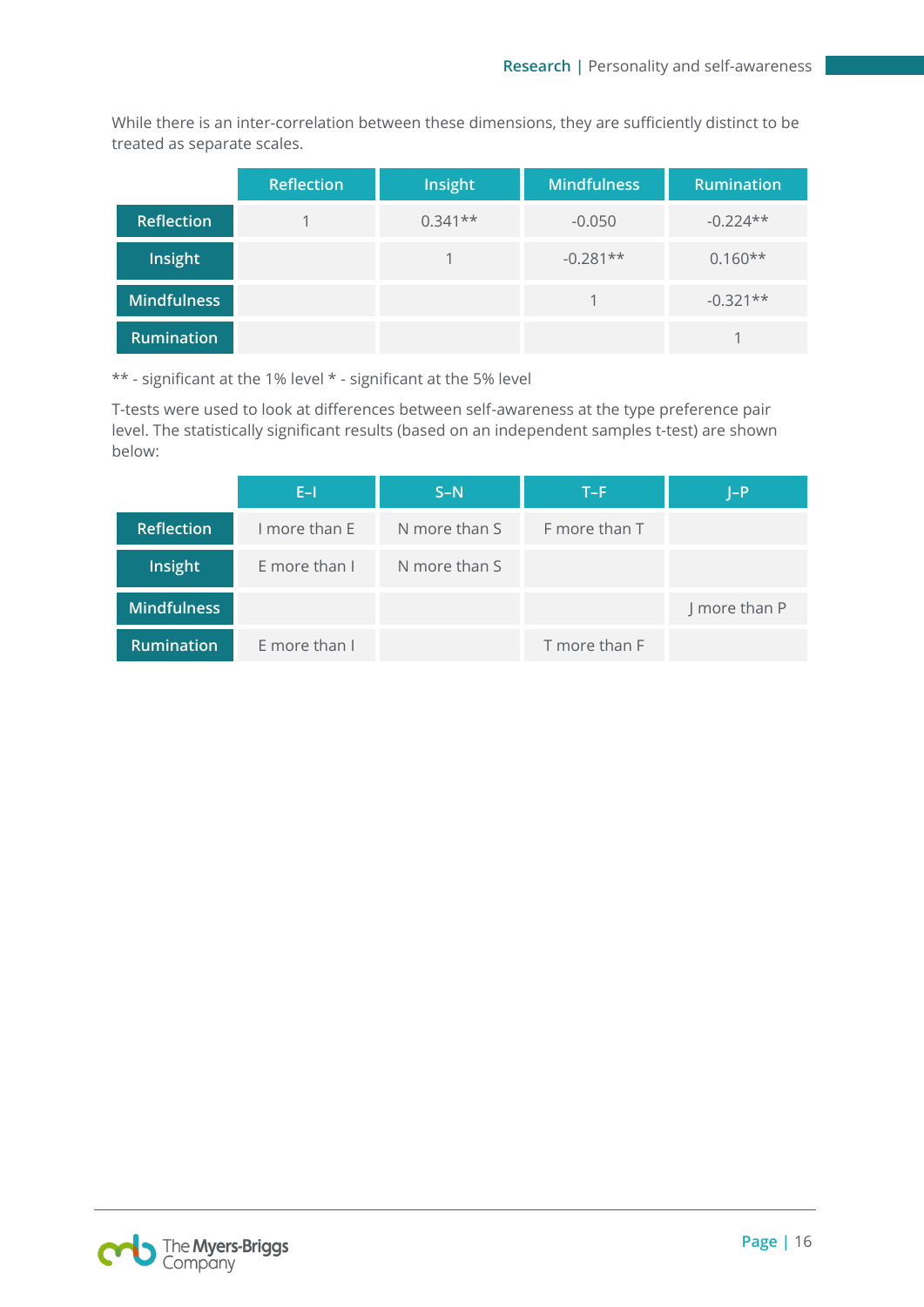While there is an inter-correlation between these dimensions, they are sufficiently distinct to be treated as separate scales.

| | Reflection | Insight | Mindfulness | Rumination |
|---|---|---|---|---|
| Reflection | 1 | 0.341** | -0.050 | -0.224** |
| Insight | | 1 | -0.281** | 0.160** |
| Mindfulness | | | 1 | -0.321** |
| Rumination | | | | 1 |

** - significant at the 1% level * - significant at the 5% level

T-tests were used to look at differences between self-awareness at the type preference pair level. The statistically significant results (based on an independent samples t-test) are shown below:

| | E–I | S–N | T–F | J–P |
|---|---|---|---|---|
| Reflection | I more than E | N more than S | F more than T | |
| Insight | E more than I | N more than S | | |
| Mindfulness | | | | J more than P |
| Rumination | E more than I | | T more than F | |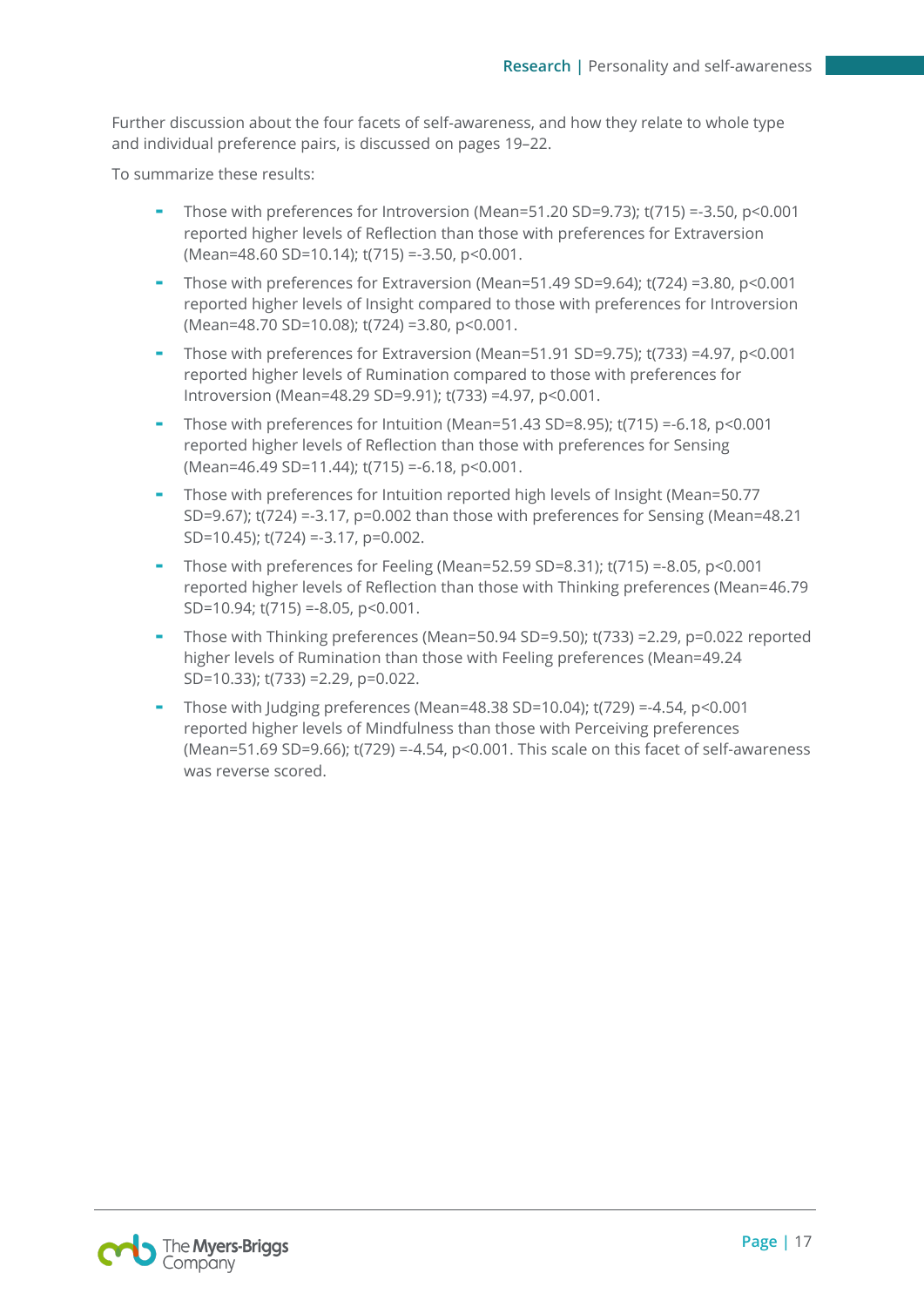Further discussion about the four facets of self-awareness, and how they relate to whole type and individual preference pairs, is discussed on pages 19–22.

To summarize these results:

- Those with preferences for Introversion (Mean=51.20 SD=9.73); $t(715) = -3.50$, $p<0.001$ reported higher levels of Reflection than those with preferences for Extraversion (Mean=48.60 SD=10.14); $t(715) = -3.50$, $p<0.001$.
- Those with preferences for Extraversion (Mean=51.49 SD=9.64); $t(724) = 3.80$, $p<0.001$ reported higher levels of Insight compared to those with preferences for Introversion (Mean=48.70 SD=10.08); $t(724) = 3.80$, $p<0.001$.
- Those with preferences for Extraversion (Mean=51.91 SD=9.75); $t(733) = 4.97$, $p<0.001$ reported higher levels of Rumination compared to those with preferences for Introversion (Mean=48.29 SD=9.91); $t(733) = 4.97$, $p<0.001$.
- Those with preferences for Intuition (Mean=51.43 SD=8.95); $t(715) = -6.18$, $p<0.001$ reported higher levels of Reflection than those with preferences for Sensing (Mean=46.49 SD=11.44); $t(715) = -6.18$, $p<0.001$.
- Those with preferences for Intuition reported high levels of Insight (Mean=50.77 SD=9.67); $t(724) = -3.17$, $p=0.002$ than those with preferences for Sensing (Mean=48.21 SD=10.45); $t(724) = -3.17$, $p=0.002$.
- Those with preferences for Feeling (Mean=52.59 SD=8.31); $t(715) = -8.05$, $p<0.001$ reported higher levels of Reflection than those with Thinking preferences (Mean=46.79 SD=10.94; $t(715) = -8.05$, $p<0.001$.
- Those with Thinking preferences (Mean=50.94 SD=9.50); $t(733) = 2.29$, $p=0.022$ reported higher levels of Rumination than those with Feeling preferences (Mean=49.24 SD=10.33); $t(733) = 2.29$, $p=0.022$.
- Those with Judging preferences (Mean=48.38 SD=10.04); $t(729) = -4.54$, $p<0.001$ reported higher levels of Mindfulness than those with Perceiving preferences (Mean=51.69 SD=9.66); $t(729) = -4.54$, $p<0.001$. This scale on this facet of self-awareness was reverse scored.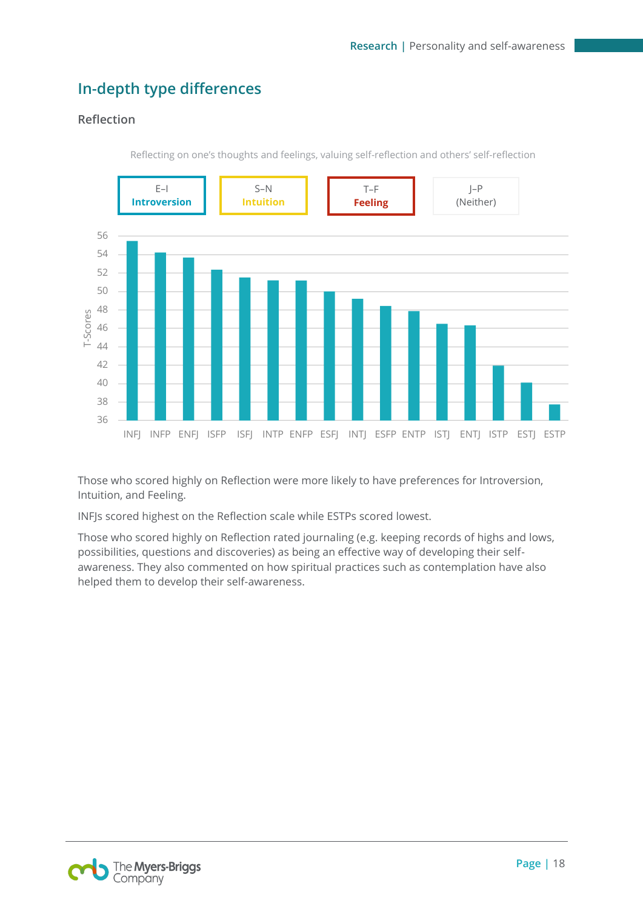## In-depth type differences

### Reflection

Reflecting on one's thoughts and feelings, valuing self-reflection and others' self-reflection

| E–I | S–N | T–F | J–P |
|---|---|---|---|
| **Introversion** | **Intuition** | **Feeling** | (Neither) |

Those who scored highly on Reflection were more likely to have preferences for Introversion, Intuition, and Feeling.

INFJs scored highest on the Reflection scale while ESTPs scored lowest.

Those who scored highly on Reflection rated journaling (e.g. keeping records of highs and lows, possibilities, questions and discoveries) as being an effective way of developing their self-awareness. They also commented on how spiritual practices such as contemplation have also helped them to develop their self-awareness.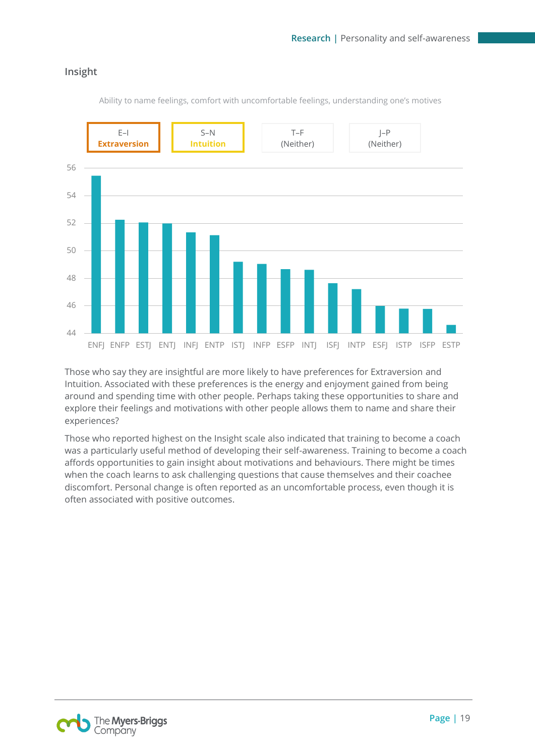## Insight

Ability to name feelings, comfort with uncomfortable feelings, understanding one's motives

| E–I | S–N | T–F | J–P |
| --- | --- | --- | --- |
| **Extraversion** | **Intuition** | (Neither) | (Neither) |

Those who say they are insightful are more likely to have preferences for Extraversion and Intuition. Associated with these preferences is the energy and enjoyment gained from being around and spending time with other people. Perhaps taking these opportunities to share and explore their feelings and motivations with other people allows them to name and share their experiences?

Those who reported highest on the Insight scale also indicated that training to become a coach was a particularly useful method of developing their self-awareness. Training to become a coach affords opportunities to gain insight about motivations and behaviours. There might be times when the coach learns to ask challenging questions that cause themselves and their coachee discomfort. Personal change is often reported as an uncomfortable process, even though it is often associated with positive outcomes.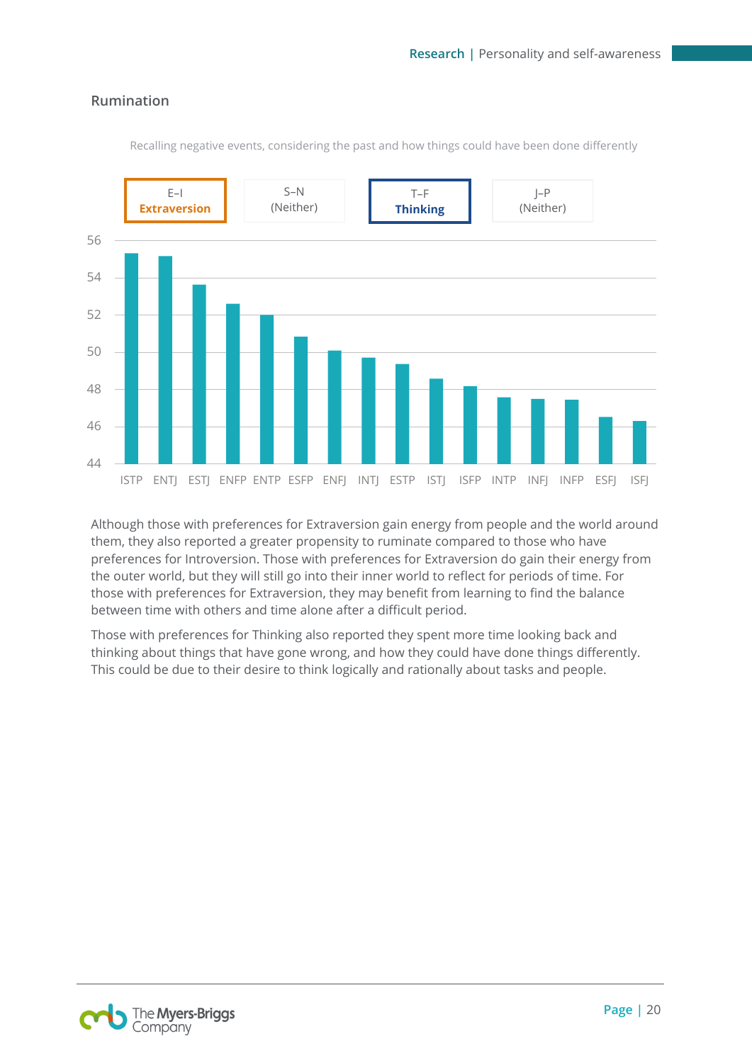## Rumination

Recalling negative events, considering the past and how things could have been done differently

| E–I | S–N | T–F | J–P |
|---|---|---|---|
| **Extraversion** | (Neither) | **Thinking** | (Neither) |

| Type | Score |
|---|---|
| ISTP | 55.3 |
| ENTJ | 55.2 |
| ESTJ | 53.6 |
| ENFP | 52.6 |
| ENTP | 52.0 |
| ESFP | 50.8 |
| ENFJ | 50.1 |
| INTJ | 49.7 |
| ESTP | 49.4 |
| ISTJ | 48.6 |
| ISFP | 48.2 |
| INTP | 47.6 |
| INFJ | 47.5 |
| INFP | 47.4 |
| ESFJ | 46.5 |
| ISFJ | 46.3 |

Although those with preferences for Extraversion gain energy from people and the world around them, they also reported a greater propensity to ruminate compared to those who have preferences for Introversion. Those with preferences for Extraversion do gain their energy from the outer world, but they will still go into their inner world to reflect for periods of time. For those with preferences for Extraversion, they may benefit from learning to find the balance between time with others and time alone after a difficult period.

Those with preferences for Thinking also reported they spent more time looking back and thinking about things that have gone wrong, and how they could have done things differently. This could be due to their desire to think logically and rationally about tasks and people.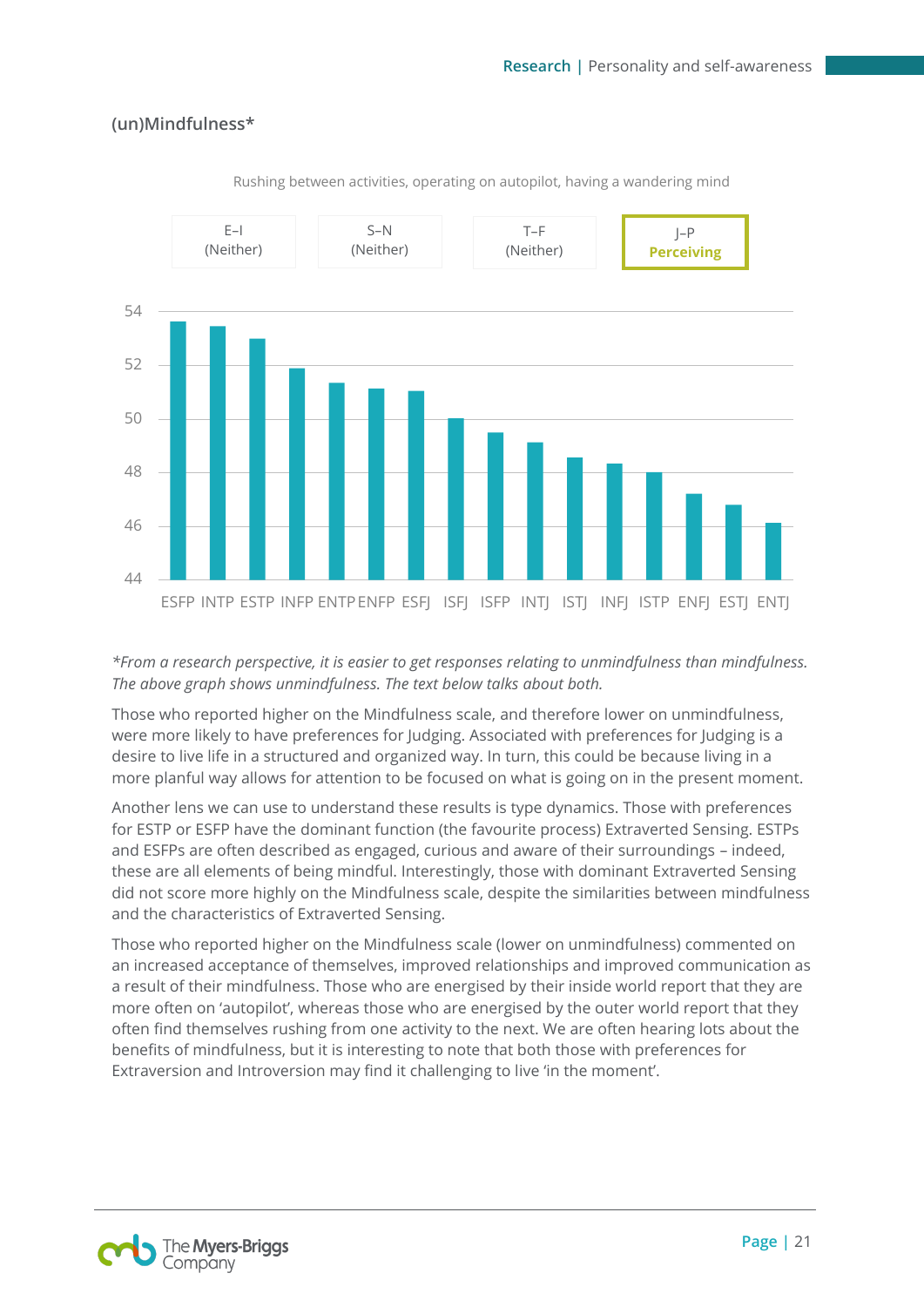### (un)Mindfulness*

Rushing between activities, operating on autopilot, having a wandering mind

| E–I | S–N | T–F | J–P |
|---|---|---|---|
| (Neither) | (Neither) | (Neither) | **Perceiving** |

*From a research perspective, it is easier to get responses relating to unmindfulness than mindfulness. The above graph shows unmindfulness. The text below talks about both.*

Those who reported higher on the Mindfulness scale, and therefore lower on unmindfulness, were more likely to have preferences for Judging. Associated with preferences for Judging is a desire to live life in a structured and organized way. In turn, this could be because living in a more planful way allows for attention to be focused on what is going on in the present moment.

Another lens we can use to understand these results is type dynamics. Those with preferences for ESTP or ESFP have the dominant function (the favourite process) Extraverted Sensing. ESTPs and ESFPs are often described as engaged, curious and aware of their surroundings – indeed, these are all elements of being mindful. Interestingly, those with dominant Extraverted Sensing did not score more highly on the Mindfulness scale, despite the similarities between mindfulness and the characteristics of Extraverted Sensing.

Those who reported higher on the Mindfulness scale (lower on unmindfulness) commented on an increased acceptance of themselves, improved relationships and improved communication as a result of their mindfulness. Those who are energised by their inside world report that they are more often on 'autopilot', whereas those who are energised by the outer world report that they often find themselves rushing from one activity to the next. We are often hearing lots about the benefits of mindfulness, but it is interesting to note that both those with preferences for Extraversion and Introversion may find it challenging to live 'in the moment'.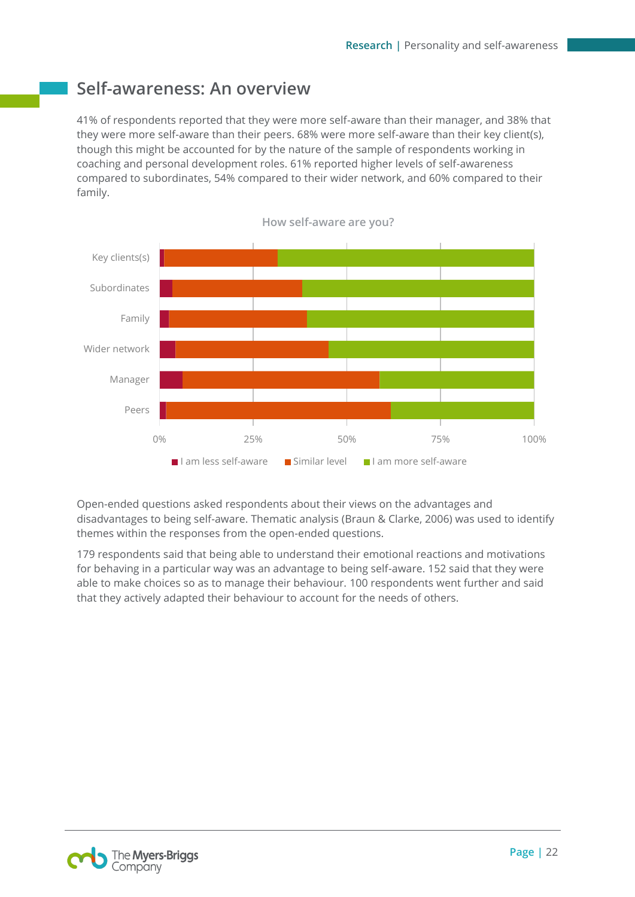## Self-awareness: An overview

41% of respondents reported that they were more self-aware than their manager, and 38% that they were more self-aware than their peers. 68% were more self-aware than their key client(s), though this might be accounted for by the nature of the sample of respondents working in coaching and personal development roles. 61% reported higher levels of self-awareness compared to subordinates, 54% compared to their wider network, and 60% compared to their family.

How self-aware are you?

Key clients(s)
Subordinates
Family
Wider network
Manager
Peers

0% 25% 50% 75% 100%

I am less self-aware | Similar level | I am more self-aware

Open-ended questions asked respondents about their views on the advantages and disadvantages to being self-aware. Thematic analysis (Braun & Clarke, 2006) was used to identify themes within the responses from the open-ended questions.

179 respondents said that being able to understand their emotional reactions and motivations for behaving in a particular way was an advantage to being self-aware. 152 said that they were able to make choices so as to manage their behaviour. 100 respondents went further and said that they actively adapted their behaviour to account for the needs of others.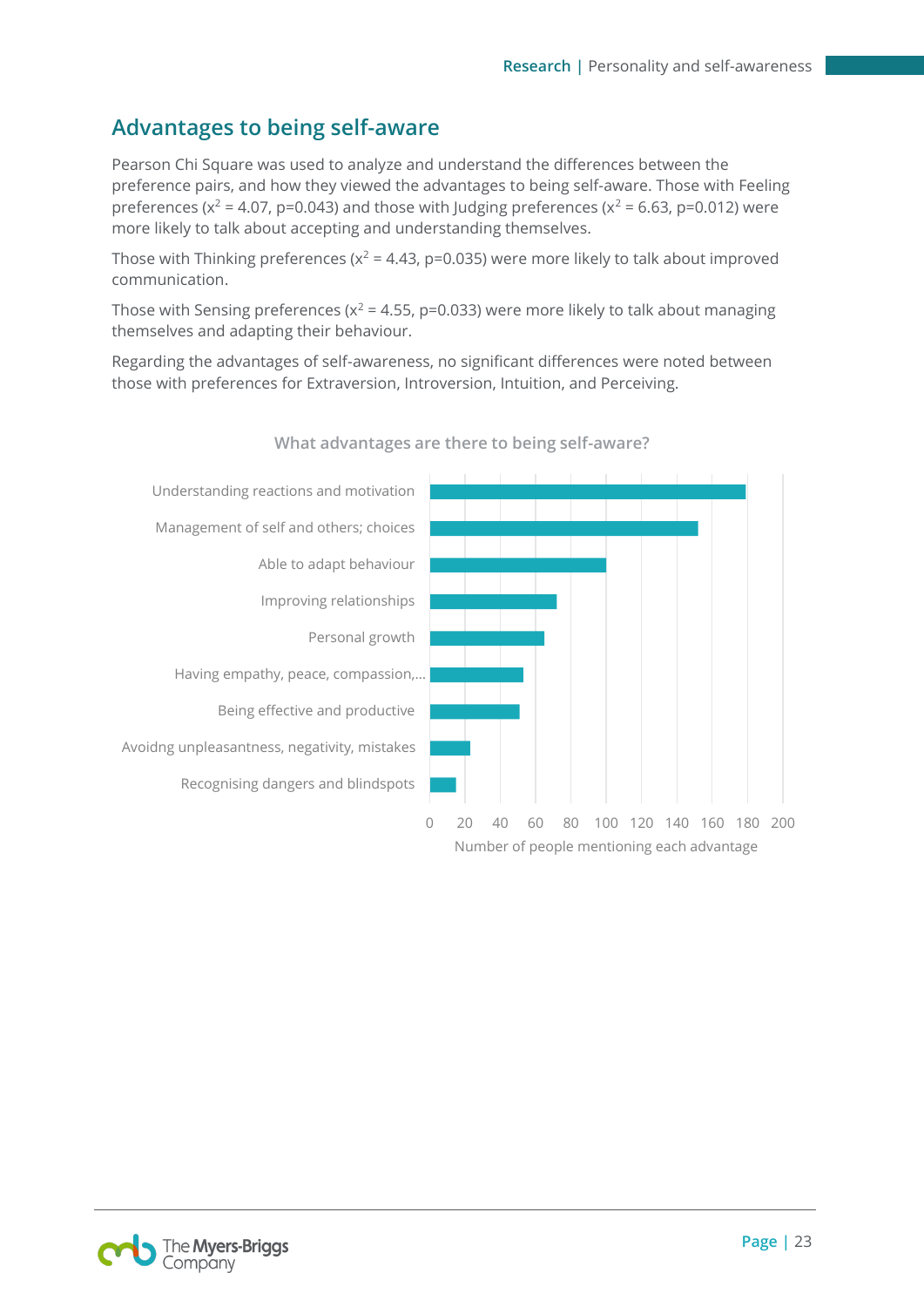## Advantages to being self-aware

Pearson Chi Square was used to analyze and understand the differences between the preference pairs, and how they viewed the advantages to being self-aware. Those with Feeling preferences ($x^2$ = 4.07, p=0.043) and those with Judging preferences ($x^2$ = 6.63, p=0.012) were more likely to talk about accepting and understanding themselves.

Those with Thinking preferences ($x^2$ = 4.43, p=0.035) were more likely to talk about improved communication.

Those with Sensing preferences ($x^2$ = 4.55, p=0.033) were more likely to talk about managing themselves and adapting their behaviour.

Regarding the advantages of self-awareness, no significant differences were noted between those with preferences for Extraversion, Introversion, Intuition, and Perceiving.

What advantages are there to being self-aware?

| Advantage | Number of people mentioning each advantage (approx.) |
|---|---|
| Understanding reactions and motivation | 179 |
| Management of self and others; choices | 152 |
| Able to adapt behaviour | 100 |
| Improving relationships | 72 |
| Personal growth | 65 |
| Having empathy, peace, compassion,... | 53 |
| Being effective and productive | 51 |
| Avoidng unpleasantness, negativity, mistakes | 23 |
| Recognising dangers and blindspots | 15 |

Number of people mentioning each advantage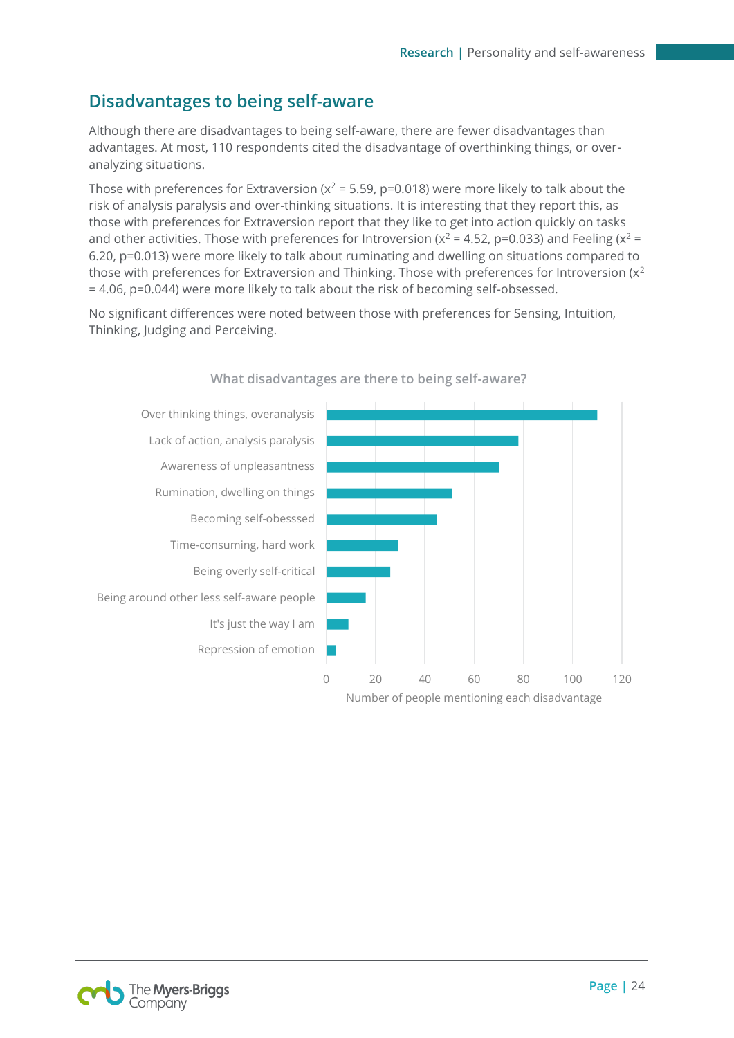## Disadvantages to being self-aware

Although there are disadvantages to being self-aware, there are fewer disadvantages than advantages. At most, 110 respondents cited the disadvantage of overthinking things, or over-analyzing situations.

Those with preferences for Extraversion ($x^2 = 5.59$, $p=0.018$) were more likely to talk about the risk of analysis paralysis and over-thinking situations. It is interesting that they report this, as those with preferences for Extraversion report that they like to get into action quickly on tasks and other activities. Those with preferences for Introversion ($x^2 = 4.52$, $p=0.033$) and Feeling ($x^2 = 6.20$, $p=0.013$) were more likely to talk about ruminating and dwelling on situations compared to those with preferences for Extraversion and Thinking. Those with preferences for Introversion ($x^2 = 4.06$, $p=0.044$) were more likely to talk about the risk of becoming self-obsessed.

No significant differences were noted between those with preferences for Sensing, Intuition, Thinking, Judging and Perceiving.

**What disadvantages are there to being self-aware?**

- Over thinking things, overanalysis
- Lack of action, analysis paralysis
- Awareness of unpleasantness
- Rumination, dwelling on things
- Becoming self-obesssed
- Time-consuming, hard work
- Being overly self-critical
- Being around other less self-aware people
- It's just the way I am
- Repression of emotion

0 20 40 60 80 100 120

Number of people mentioning each disadvantage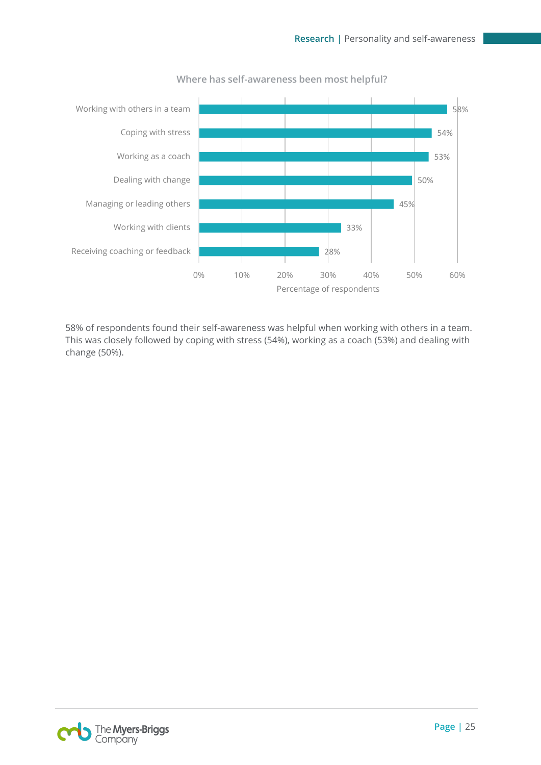**Where has self-awareness been most helpful?**

| Area | Percentage of respondents |
| --- | --- |
| Working with others in a team | 58% |
| Coping with stress | 54% |
| Working as a coach | 53% |
| Dealing with change | 50% |
| Managing or leading others | 45% |
| Working with clients | 33% |
| Receiving coaching or feedback | 28% |

58% of respondents found their self-awareness was helpful when working with others in a team. This was closely followed by coping with stress (54%), working as a coach (53%) and dealing with change (50%).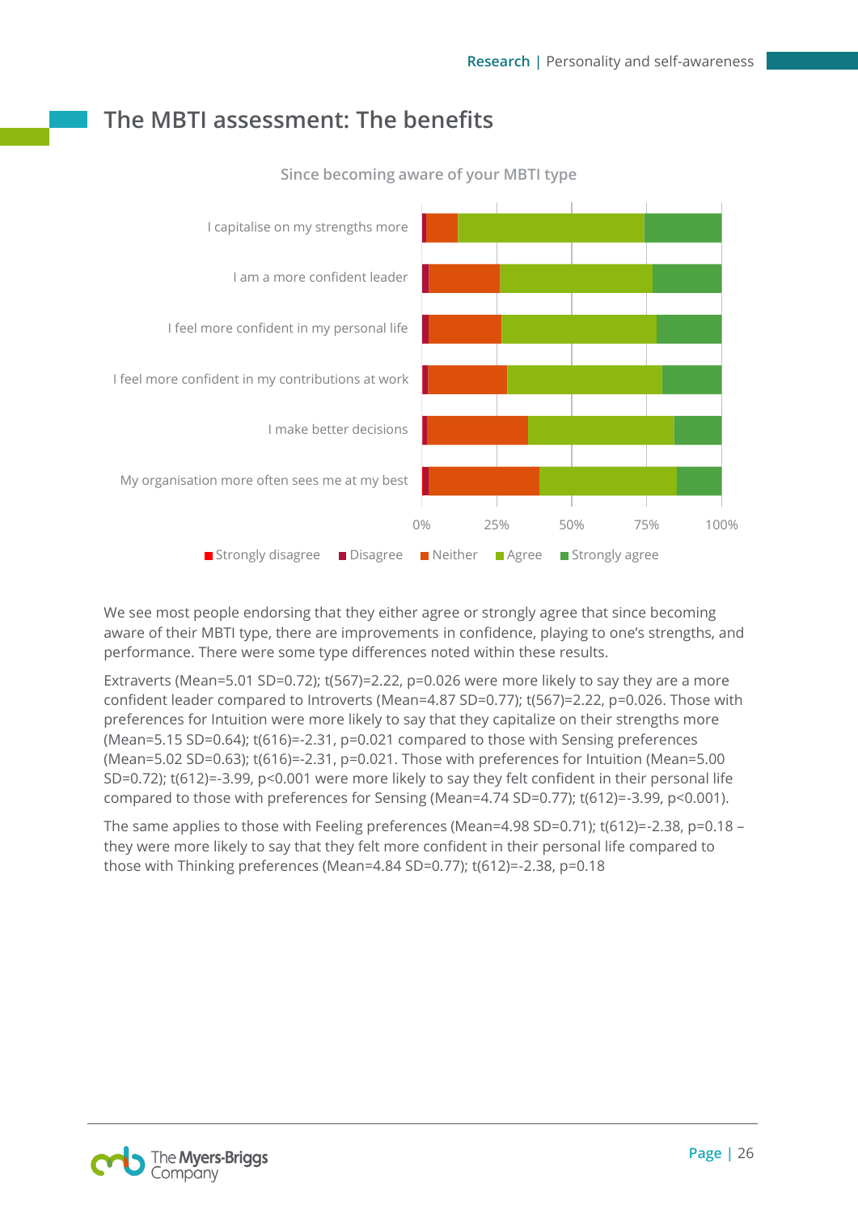## The MBTI assessment: The benefits

Since becoming aware of your MBTI type

- I capitalise on my strengths more
- I am a more confident leader
- I feel more confident in my personal life
- I feel more confident in my contributions at work
- I make better decisions
- My organisation more often sees me at my best

0% 25% 50% 75% 100%

Strongly disagree | Disagree | Neither | Agree | Strongly agree

We see most people endorsing that they either agree or strongly agree that since becoming aware of their MBTI type, there are improvements in confidence, playing to one's strengths, and performance. There were some type differences noted within these results.

Extraverts (Mean=5.01 SD=0.72); $t(567)=2.22$, $p=0.026$ were more likely to say they are a more confident leader compared to Introverts (Mean=4.87 SD=0.77); $t(567)=2.22$, $p=0.026$. Those with preferences for Intuition were more likely to say that they capitalize on their strengths more (Mean=5.15 SD=0.64); $t(616)=-2.31$, $p=0.021$ compared to those with Sensing preferences (Mean=5.02 SD=0.63); $t(616)=-2.31$, $p=0.021$. Those with preferences for Intuition (Mean=5.00 SD=0.72); $t(612)=-3.99$, $p<0.001$ were more likely to say they felt confident in their personal life compared to those with preferences for Sensing (Mean=4.74 SD=0.77); $t(612)=-3.99$, $p<0.001$).

The same applies to those with Feeling preferences (Mean=4.98 SD=0.71); $t(612)=-2.38$, $p=0.18$ – they were more likely to say that they felt more confident in their personal life compared to those with Thinking preferences (Mean=4.84 SD=0.77); $t(612)=-2.38$, $p=0.18$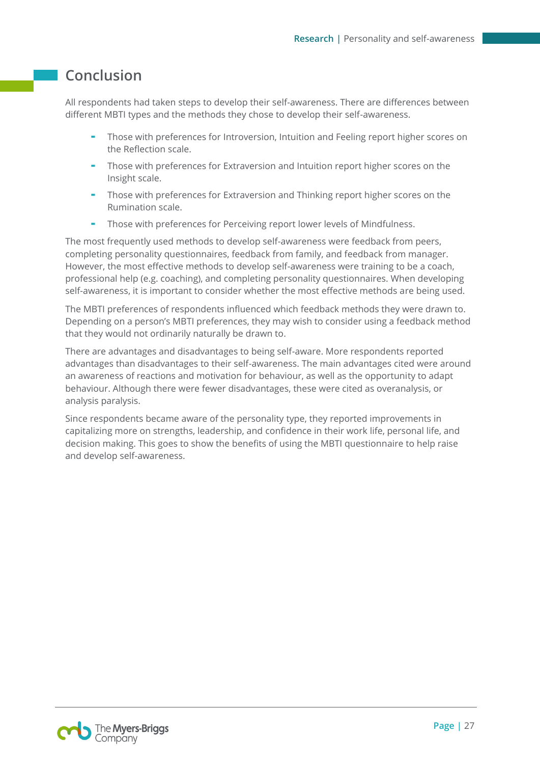## Conclusion

All respondents had taken steps to develop their self-awareness. There are differences between different MBTI types and the methods they chose to develop their self-awareness.

- Those with preferences for Introversion, Intuition and Feeling report higher scores on the Reflection scale.
- Those with preferences for Extraversion and Intuition report higher scores on the Insight scale.
- Those with preferences for Extraversion and Thinking report higher scores on the Rumination scale.
- Those with preferences for Perceiving report lower levels of Mindfulness.

The most frequently used methods to develop self-awareness were feedback from peers, completing personality questionnaires, feedback from family, and feedback from manager. However, the most effective methods to develop self-awareness were training to be a coach, professional help (e.g. coaching), and completing personality questionnaires. When developing self-awareness, it is important to consider whether the most effective methods are being used.

The MBTI preferences of respondents influenced which feedback methods they were drawn to. Depending on a person's MBTI preferences, they may wish to consider using a feedback method that they would not ordinarily naturally be drawn to.

There are advantages and disadvantages to being self-aware. More respondents reported advantages than disadvantages to their self-awareness. The main advantages cited were around an awareness of reactions and motivation for behaviour, as well as the opportunity to adapt behaviour. Although there were fewer disadvantages, these were cited as overanalysis, or analysis paralysis.

Since respondents became aware of the personality type, they reported improvements in capitalizing more on strengths, leadership, and confidence in their work life, personal life, and decision making. This goes to show the benefits of using the MBTI questionnaire to help raise and develop self-awareness.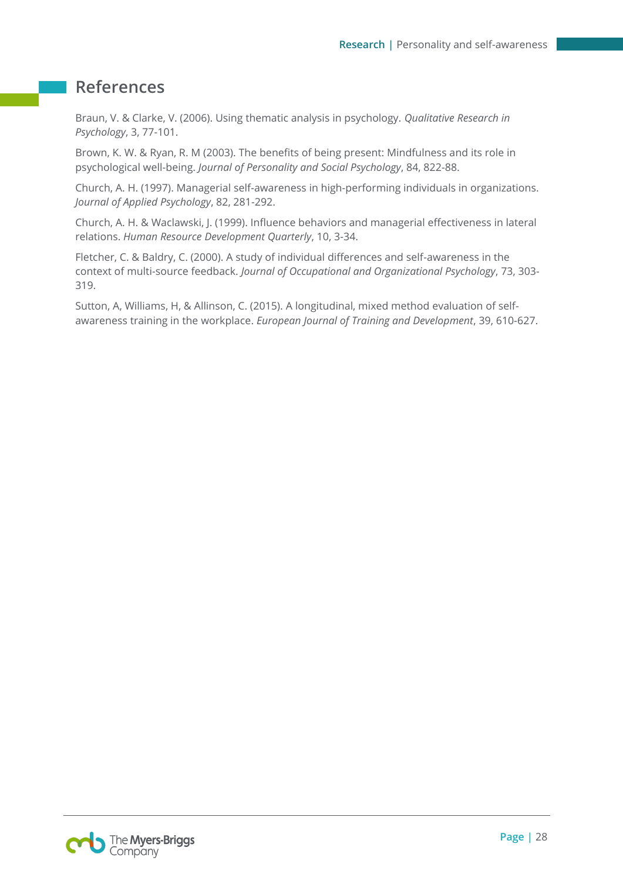# References

Braun, V. & Clarke, V. (2006). Using thematic analysis in psychology. *Qualitative Research in Psychology*, 3, 77-101.

Brown, K. W. & Ryan, R. M (2003). The benefits of being present: Mindfulness and its role in psychological well-being. *Journal of Personality and Social Psychology*, 84, 822-88.

Church, A. H. (1997). Managerial self-awareness in high-performing individuals in organizations. *Journal of Applied Psychology*, 82, 281-292.

Church, A. H. & Waclawski, J. (1999). Influence behaviors and managerial effectiveness in lateral relations. *Human Resource Development Quarterly*, 10, 3-34.

Fletcher, C. & Baldry, C. (2000). A study of individual differences and self-awareness in the context of multi-source feedback. *Journal of Occupational and Organizational Psychology*, 73, 303-319.

Sutton, A, Williams, H, & Allinson, C. (2015). A longitudinal, mixed method evaluation of self-awareness training in the workplace. *European Journal of Training and Development*, 39, 610-627.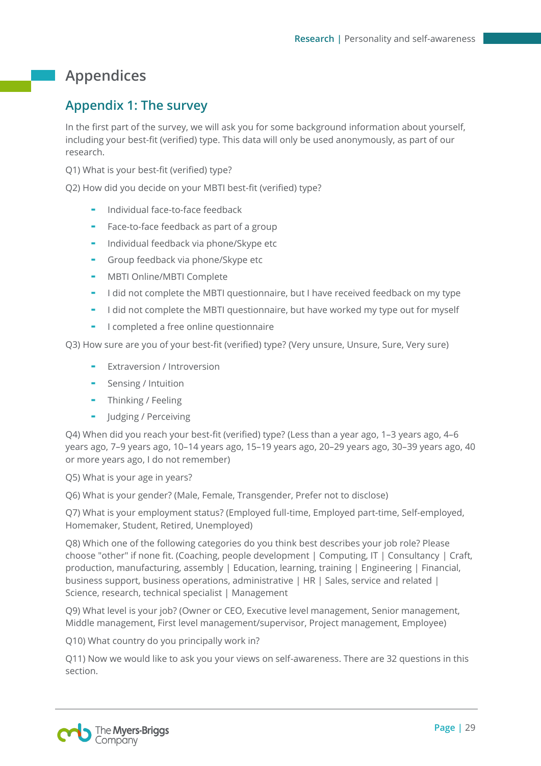# Appendices

## Appendix 1: The survey

In the first part of the survey, we will ask you for some background information about yourself, including your best-fit (verified) type. This data will only be used anonymously, as part of our research.

Q1) What is your best-fit (verified) type?

Q2) How did you decide on your MBTI best-fit (verified) type?

- Individual face-to-face feedback
- Face-to-face feedback as part of a group
- Individual feedback via phone/Skype etc
- Group feedback via phone/Skype etc
- MBTI Online/MBTI Complete
- I did not complete the MBTI questionnaire, but I have received feedback on my type
- I did not complete the MBTI questionnaire, but have worked my type out for myself
- I completed a free online questionnaire

Q3) How sure are you of your best-fit (verified) type? (Very unsure, Unsure, Sure, Very sure)

- Extraversion / Introversion
- Sensing / Intuition
- Thinking / Feeling
- Judging / Perceiving

Q4) When did you reach your best-fit (verified) type? (Less than a year ago, 1–3 years ago, 4–6 years ago, 7–9 years ago, 10–14 years ago, 15–19 years ago, 20–29 years ago, 30–39 years ago, 40 or more years ago, I do not remember)

Q5) What is your age in years?

Q6) What is your gender? (Male, Female, Transgender, Prefer not to disclose)

Q7) What is your employment status? (Employed full-time, Employed part-time, Self-employed, Homemaker, Student, Retired, Unemployed)

Q8) Which one of the following categories do you think best describes your job role? Please choose "other" if none fit. (Coaching, people development | Computing, IT | Consultancy | Craft, production, manufacturing, assembly | Education, learning, training | Engineering | Financial, business support, business operations, administrative | HR | Sales, service and related | Science, research, technical specialist | Management

Q9) What level is your job? (Owner or CEO, Executive level management, Senior management, Middle management, First level management/supervisor, Project management, Employee)

Q10) What country do you principally work in?

Q11) Now we would like to ask you your views on self-awareness. There are 32 questions in this section.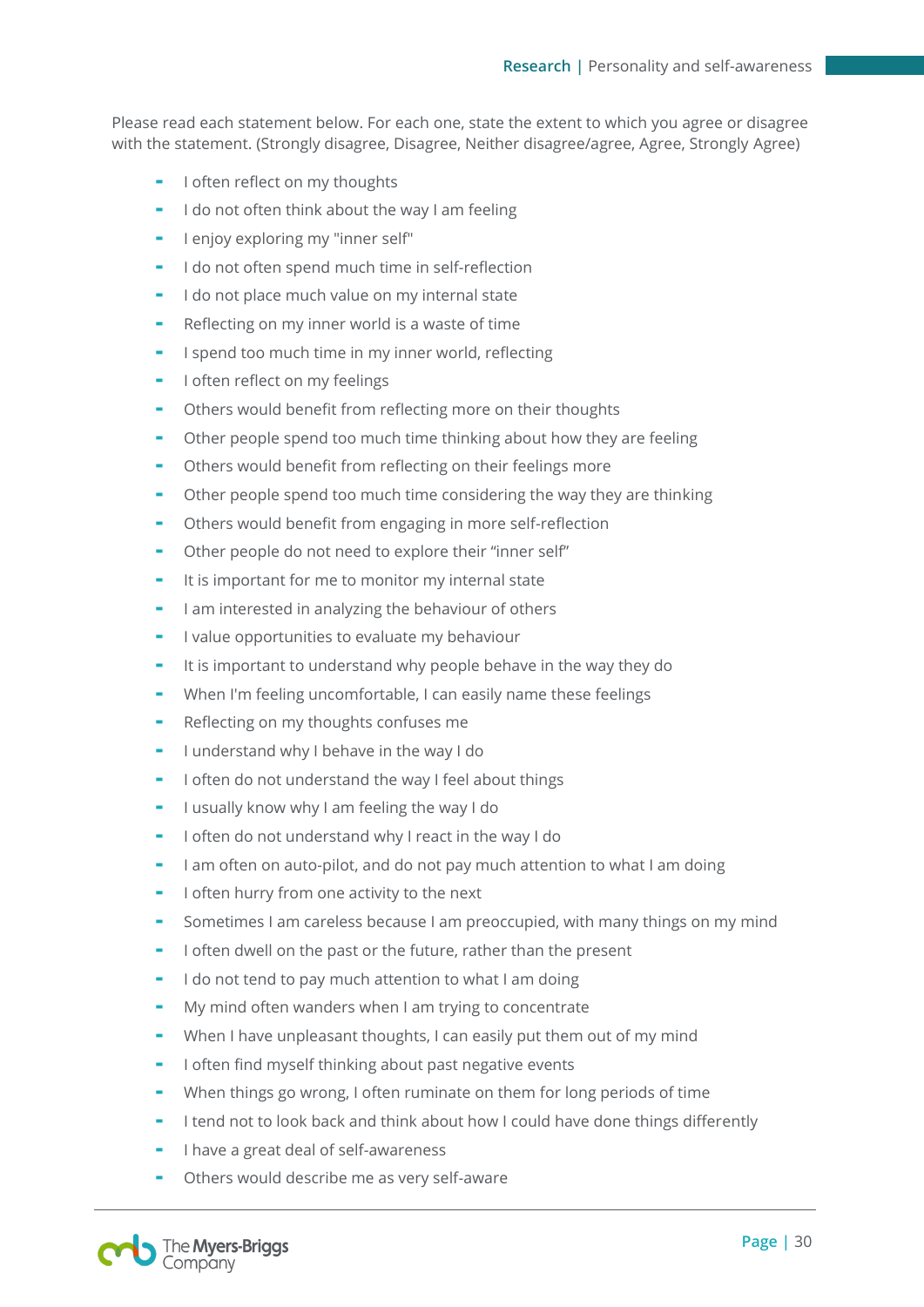Please read each statement below. For each one, state the extent to which you agree or disagree with the statement. (Strongly disagree, Disagree, Neither disagree/agree, Agree, Strongly Agree)

- I often reflect on my thoughts
- I do not often think about the way I am feeling
- I enjoy exploring my "inner self"
- I do not often spend much time in self-reflection
- I do not place much value on my internal state
- Reflecting on my inner world is a waste of time
- I spend too much time in my inner world, reflecting
- I often reflect on my feelings
- Others would benefit from reflecting more on their thoughts
- Other people spend too much time thinking about how they are feeling
- Others would benefit from reflecting on their feelings more
- Other people spend too much time considering the way they are thinking
- Others would benefit from engaging in more self-reflection
- Other people do not need to explore their "inner self"
- It is important for me to monitor my internal state
- I am interested in analyzing the behaviour of others
- I value opportunities to evaluate my behaviour
- It is important to understand why people behave in the way they do
- When I'm feeling uncomfortable, I can easily name these feelings
- Reflecting on my thoughts confuses me
- I understand why I behave in the way I do
- I often do not understand the way I feel about things
- I usually know why I am feeling the way I do
- I often do not understand why I react in the way I do
- I am often on auto-pilot, and do not pay much attention to what I am doing
- I often hurry from one activity to the next
- Sometimes I am careless because I am preoccupied, with many things on my mind
- I often dwell on the past or the future, rather than the present
- I do not tend to pay much attention to what I am doing
- My mind often wanders when I am trying to concentrate
- When I have unpleasant thoughts, I can easily put them out of my mind
- I often find myself thinking about past negative events
- When things go wrong, I often ruminate on them for long periods of time
- I tend not to look back and think about how I could have done things differently
- I have a great deal of self-awareness
- Others would describe me as very self-aware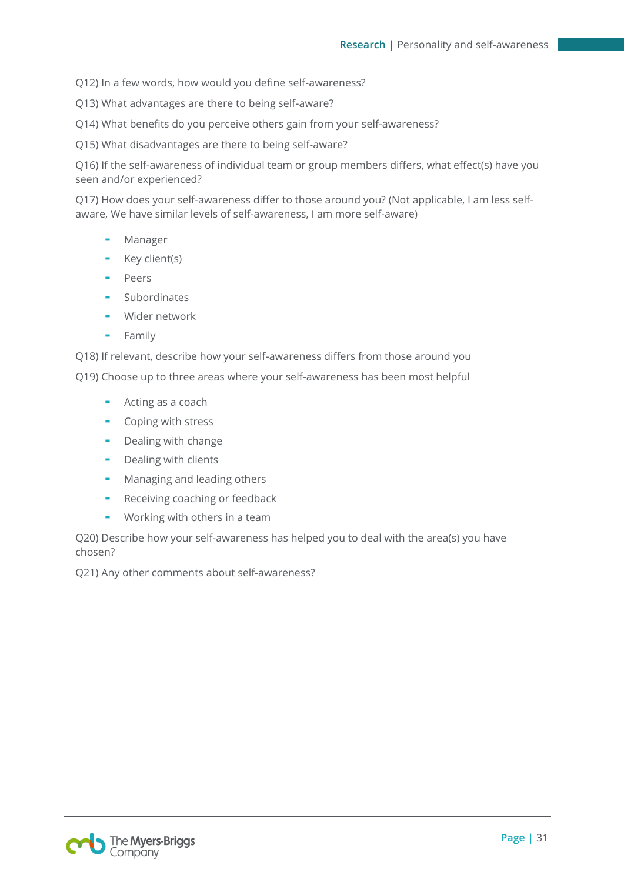Q12) In a few words, how would you define self-awareness?

Q13) What advantages are there to being self-aware?

Q14) What benefits do you perceive others gain from your self-awareness?

Q15) What disadvantages are there to being self-aware?

Q16) If the self-awareness of individual team or group members differs, what effect(s) have you seen and/or experienced?

Q17) How does your self-awareness differ to those around you? (Not applicable, I am less self-aware, We have similar levels of self-awareness, I am more self-aware)

- Manager
- Key client(s)
- Peers
- Subordinates
- Wider network
- Family

Q18) If relevant, describe how your self-awareness differs from those around you

Q19) Choose up to three areas where your self-awareness has been most helpful

- Acting as a coach
- Coping with stress
- Dealing with change
- Dealing with clients
- Managing and leading others
- Receiving coaching or feedback
- Working with others in a team

Q20) Describe how your self-awareness has helped you to deal with the area(s) you have chosen?

Q21) Any other comments about self-awareness?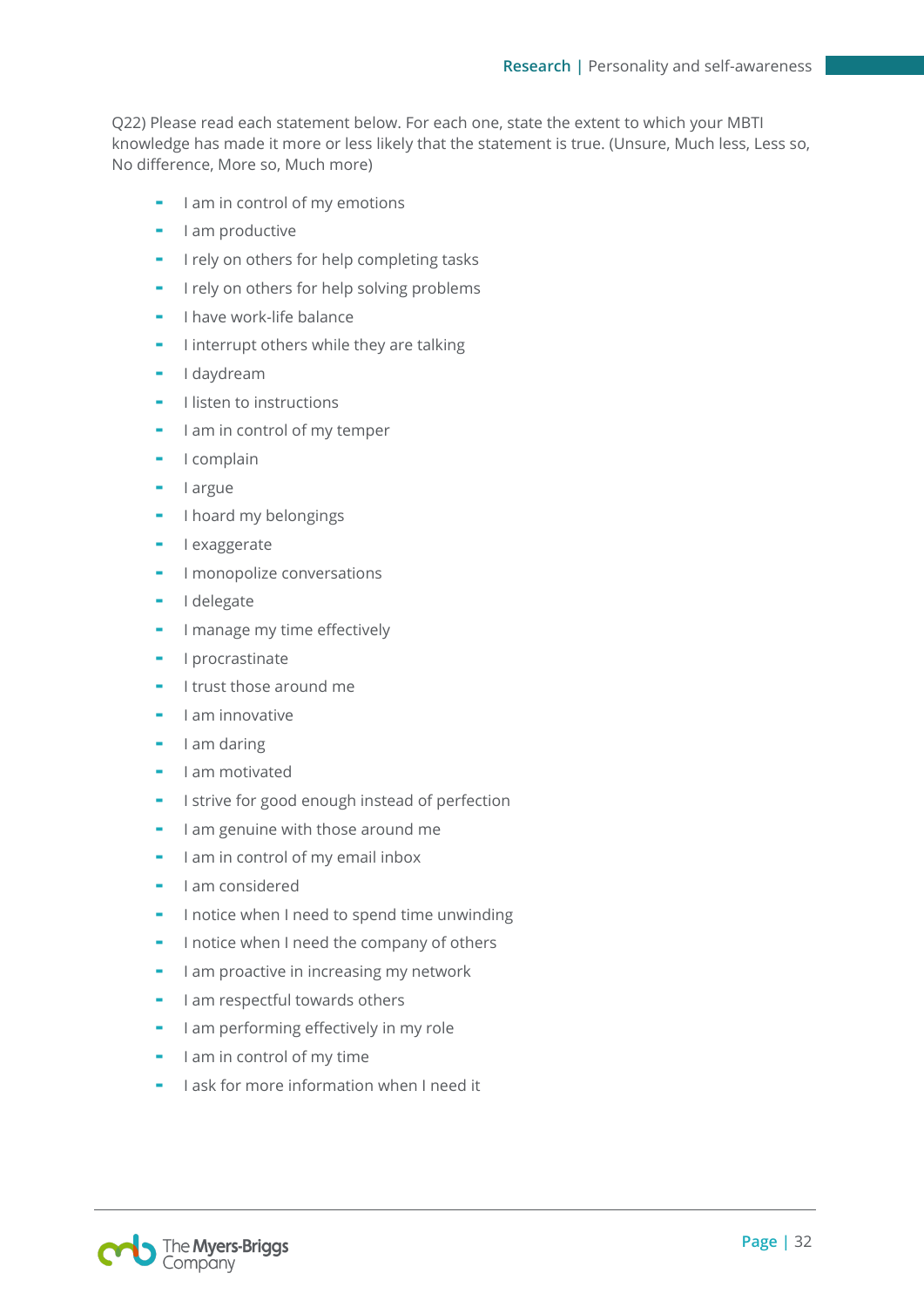Q22) Please read each statement below. For each one, state the extent to which your MBTI knowledge has made it more or less likely that the statement is true. (Unsure, Much less, Less so, No difference, More so, Much more)

- I am in control of my emotions
- I am productive
- I rely on others for help completing tasks
- I rely on others for help solving problems
- I have work-life balance
- I interrupt others while they are talking
- I daydream
- I listen to instructions
- I am in control of my temper
- I complain
- I argue
- I hoard my belongings
- I exaggerate
- I monopolize conversations
- I delegate
- I manage my time effectively
- I procrastinate
- I trust those around me
- I am innovative
- I am daring
- I am motivated
- I strive for good enough instead of perfection
- I am genuine with those around me
- I am in control of my email inbox
- I am considered
- I notice when I need to spend time unwinding
- I notice when I need the company of others
- I am proactive in increasing my network
- I am respectful towards others
- I am performing effectively in my role
- I am in control of my time
- I ask for more information when I need it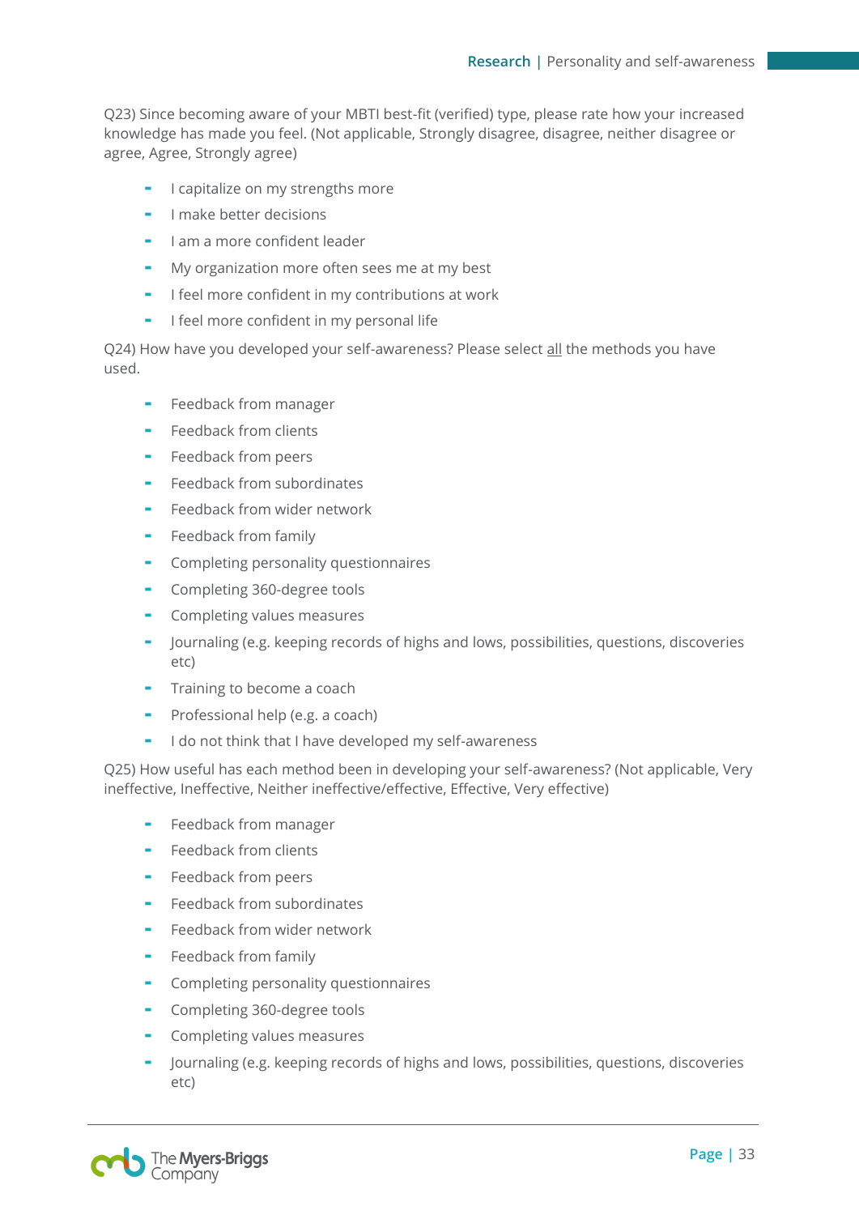Q23) Since becoming aware of your MBTI best-fit (verified) type, please rate how your increased knowledge has made you feel. (Not applicable, Strongly disagree, disagree, neither disagree or agree, Agree, Strongly agree)

- I capitalize on my strengths more
- I make better decisions
- I am a more confident leader
- My organization more often sees me at my best
- I feel more confident in my contributions at work
- I feel more confident in my personal life

Q24) How have you developed your self-awareness? Please select <u>all</u> the methods you have used.

- Feedback from manager
- Feedback from clients
- Feedback from peers
- Feedback from subordinates
- Feedback from wider network
- Feedback from family
- Completing personality questionnaires
- Completing 360-degree tools
- Completing values measures
- Journaling (e.g. keeping records of highs and lows, possibilities, questions, discoveries etc)
- Training to become a coach
- Professional help (e.g. a coach)
- I do not think that I have developed my self-awareness

Q25) How useful has each method been in developing your self-awareness? (Not applicable, Very ineffective, Ineffective, Neither ineffective/effective, Effective, Very effective)

- Feedback from manager
- Feedback from clients
- Feedback from peers
- Feedback from subordinates
- Feedback from wider network
- Feedback from family
- Completing personality questionnaires
- Completing 360-degree tools
- Completing values measures
- Journaling (e.g. keeping records of highs and lows, possibilities, questions, discoveries etc)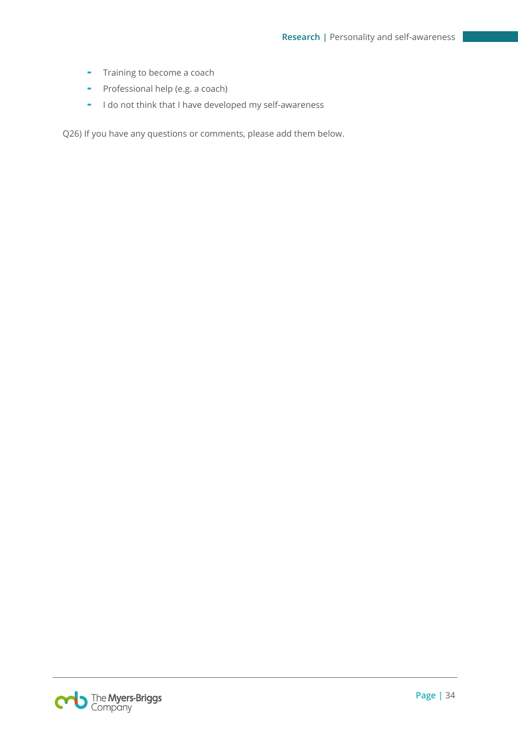- Training to become a coach
- Professional help (e.g. a coach)
- I do not think that I have developed my self-awareness

Q26) If you have any questions or comments, please add them below.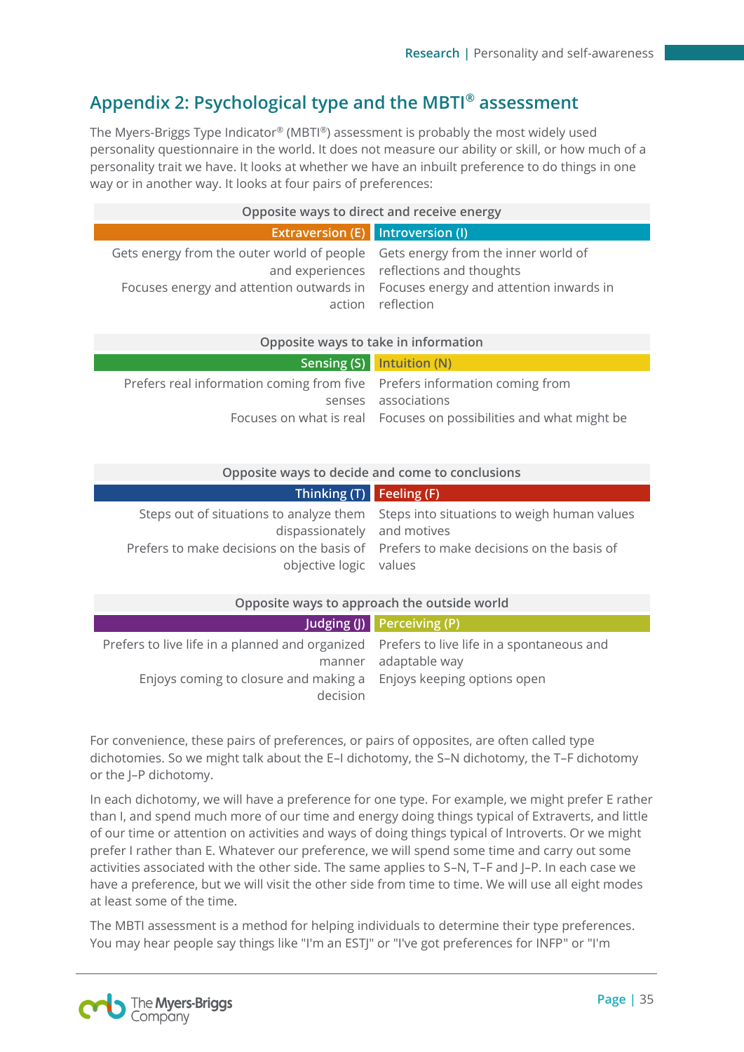## Appendix 2: Psychological type and the MBTI® assessment

The Myers-Briggs Type Indicator® (MBTI®) assessment is probably the most widely used personality questionnaire in the world. It does not measure our ability or skill, or how much of a personality trait we have. It looks at whether we have an inbuilt preference to do things in one way or in another way. It looks at four pairs of preferences:

| Opposite ways to direct and receive energy | |
|---|---|
| **Extraversion (E)** | **Introversion (I)** |
| Gets energy from the outer world of people and experiences | Gets energy from the inner world of reflections and thoughts |
| Focuses energy and attention outwards in action | Focuses energy and attention inwards in reflection |

| Opposite ways to take in information | |
|---|---|
| **Sensing (S)** | **Intuition (N)** |
| Prefers real information coming from five senses | Prefers information coming from associations |
| Focuses on what is real | Focuses on possibilities and what might be |

| Opposite ways to decide and come to conclusions | |
|---|---|
| **Thinking (T)** | **Feeling (F)** |
| Steps out of situations to analyze them dispassionately | Steps into situations to weigh human values and motives |
| Prefers to make decisions on the basis of objective logic | Prefers to make decisions on the basis of values |

| Opposite ways to approach the outside world | |
|---|---|
| **Judging (J)** | **Perceiving (P)** |
| Prefers to live life in a planned and organized manner | Prefers to live life in a spontaneous and adaptable way |
| Enjoys coming to closure and making a decision | Enjoys keeping options open |

For convenience, these pairs of preferences, or pairs of opposites, are often called type dichotomies. So we might talk about the E–I dichotomy, the S–N dichotomy, the T–F dichotomy or the J–P dichotomy.

In each dichotomy, we will have a preference for one type. For example, we might prefer E rather than I, and spend much more of our time and energy doing things typical of Extraverts, and little of our time or attention on activities and ways of doing things typical of Introverts. Or we might prefer I rather than E. Whatever our preference, we will spend some time and carry out some activities associated with the other side. The same applies to S–N, T–F and J–P. In each case we have a preference, but we will visit the other side from time to time. We will use all eight modes at least some of the time.

The MBTI assessment is a method for helping individuals to determine their type preferences. You may hear people say things like "I'm an ESTJ" or "I've got preferences for INFP" or "I'm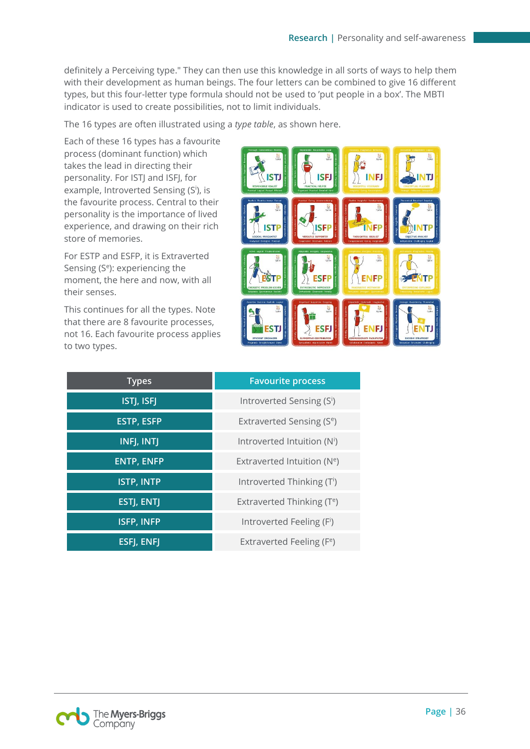definitely a Perceiving type." They can then use this knowledge in all sorts of ways to help them with their development as human beings. The four letters can be combined to give 16 different types, but this four-letter type formula should not be used to 'put people in a box'. The MBTI indicator is used to create possibilities, not to limit individuals.

The 16 types are often illustrated using a *type table*, as shown here.

Each of these 16 types has a favourite process (dominant function) which takes the lead in directing their personality. For ISTJ and ISFJ, for example, Introverted Sensing ($S^i$), is the favourite process. Central to their personality is the importance of lived experience, and drawing on their rich store of memories.

For ESTP and ESFP, it is Extraverted Sensing ($S^e$): experiencing the moment, the here and now, with all their senses.

This continues for all the types. Note that there are 8 favourite processes, not 16. Each favourite process applies to two types.

| Types | Favourite process |
|---|---|
| ISTJ, ISFJ | Introverted Sensing ($S^i$) |
| ESTP, ESFP | Extraverted Sensing ($S^e$) |
| INFJ, INTJ | Introverted Intuition ($N^i$) |
| ENTP, ENFP | Extraverted Intuition ($N^e$) |
| ISTP, INTP | Introverted Thinking ($T^i$) |
| ESTJ, ENTJ | Extraverted Thinking ($T^e$) |
| ISFP, INFP | Introverted Feeling ($F^i$) |
| ESFJ, ENFJ | Extraverted Feeling ($F^e$) |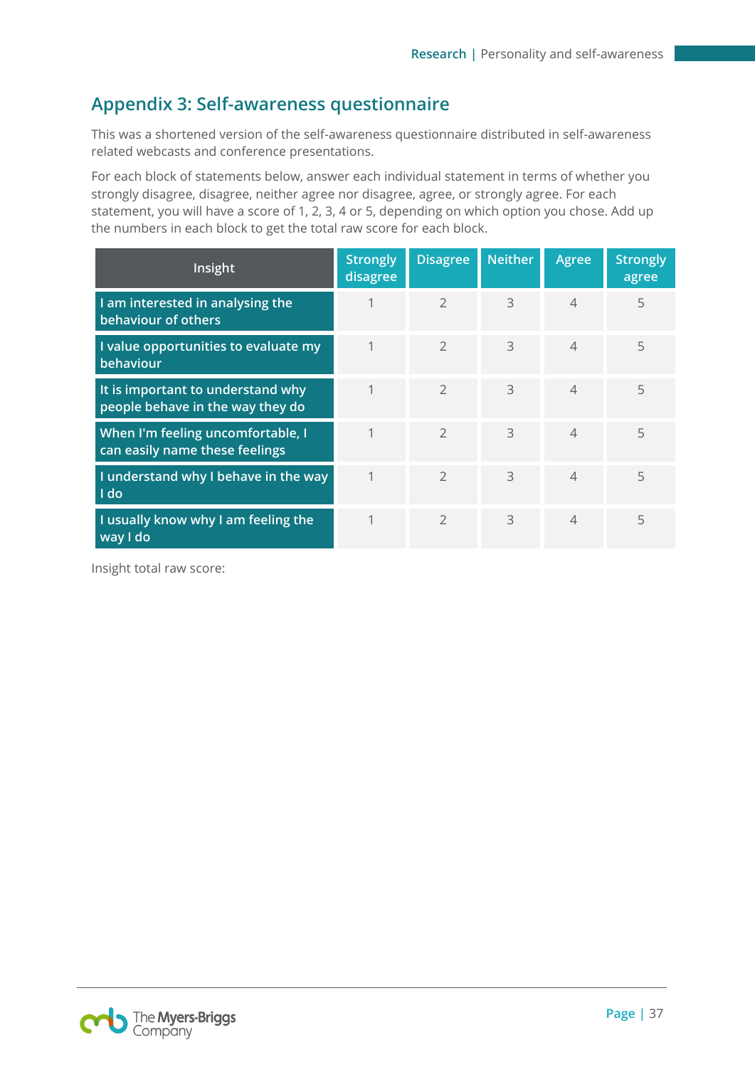## Appendix 3: Self-awareness questionnaire

This was a shortened version of the self-awareness questionnaire distributed in self-awareness related webcasts and conference presentations.

For each block of statements below, answer each individual statement in terms of whether you strongly disagree, disagree, neither agree nor disagree, agree, or strongly agree. For each statement, you will have a score of 1, 2, 3, 4 or 5, depending on which option you chose. Add up the numbers in each block to get the total raw score for each block.

| Insight | Strongly disagree | Disagree | Neither | Agree | Strongly agree |
|---|---|---|---|---|---|
| I am interested in analysing the behaviour of others | 1 | 2 | 3 | 4 | 5 |
| I value opportunities to evaluate my behaviour | 1 | 2 | 3 | 4 | 5 |
| It is important to understand why people behave in the way they do | 1 | 2 | 3 | 4 | 5 |
| When I'm feeling uncomfortable, I can easily name these feelings | 1 | 2 | 3 | 4 | 5 |
| I understand why I behave in the way I do | 1 | 2 | 3 | 4 | 5 |
| I usually know why I am feeling the way I do | 1 | 2 | 3 | 4 | 5 |

Insight total raw score: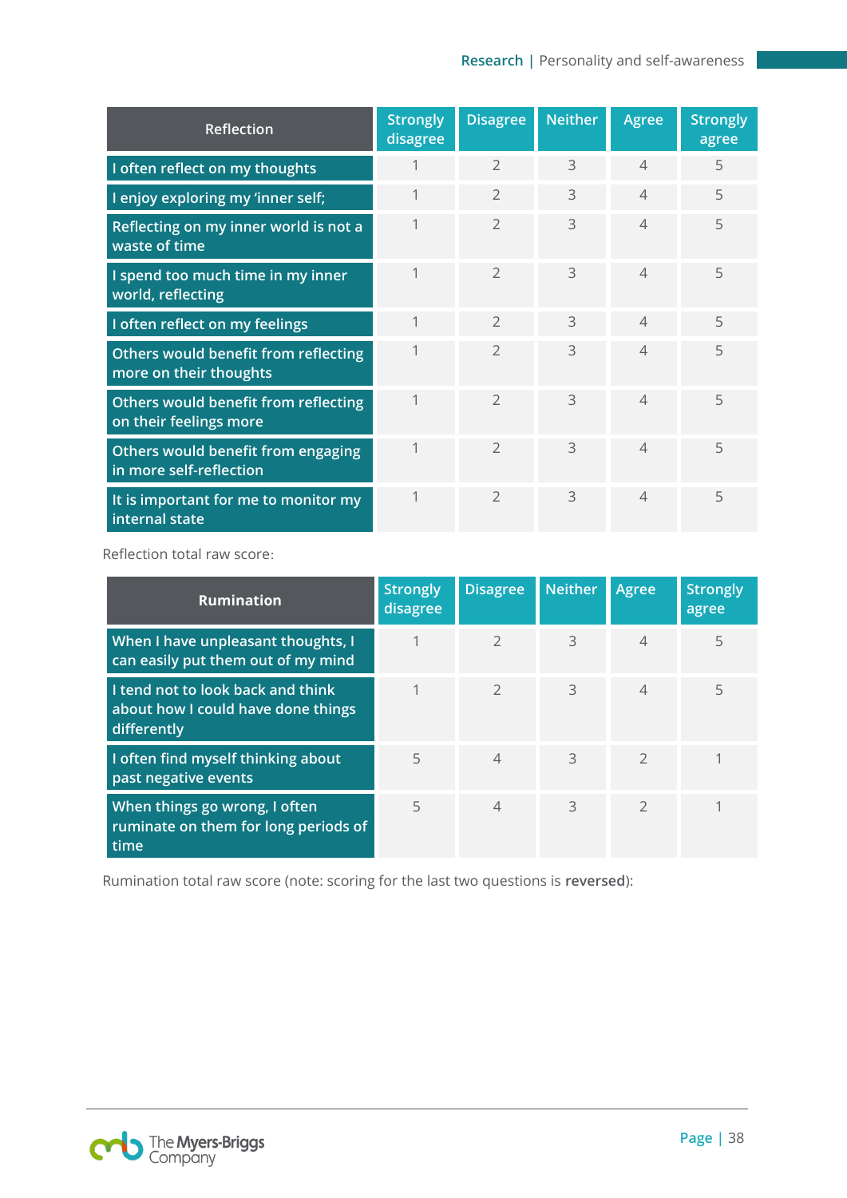| Reflection | Strongly disagree | Disagree | Neither | Agree | Strongly agree |
|---|---|---|---|---|---|
| I often reflect on my thoughts | 1 | 2 | 3 | 4 | 5 |
| I enjoy exploring my 'inner self; | 1 | 2 | 3 | 4 | 5 |
| Reflecting on my inner world is not a waste of time | 1 | 2 | 3 | 4 | 5 |
| I spend too much time in my inner world, reflecting | 1 | 2 | 3 | 4 | 5 |
| I often reflect on my feelings | 1 | 2 | 3 | 4 | 5 |
| Others would benefit from reflecting more on their thoughts | 1 | 2 | 3 | 4 | 5 |
| Others would benefit from reflecting on their feelings more | 1 | 2 | 3 | 4 | 5 |
| Others would benefit from engaging in more self-reflection | 1 | 2 | 3 | 4 | 5 |
| It is important for me to monitor my internal state | 1 | 2 | 3 | 4 | 5 |

Reflection total raw score:

| Rumination | Strongly disagree | Disagree | Neither | Agree | Strongly agree |
|---|---|---|---|---|---|
| When I have unpleasant thoughts, I can easily put them out of my mind | 1 | 2 | 3 | 4 | 5 |
| I tend not to look back and think about how I could have done things differently | 1 | 2 | 3 | 4 | 5 |
| I often find myself thinking about past negative events | 5 | 4 | 3 | 2 | 1 |
| When things go wrong, I often ruminate on them for long periods of time | 5 | 4 | 3 | 2 | 1 |

Rumination total raw score (note: scoring for the last two questions is **reversed**):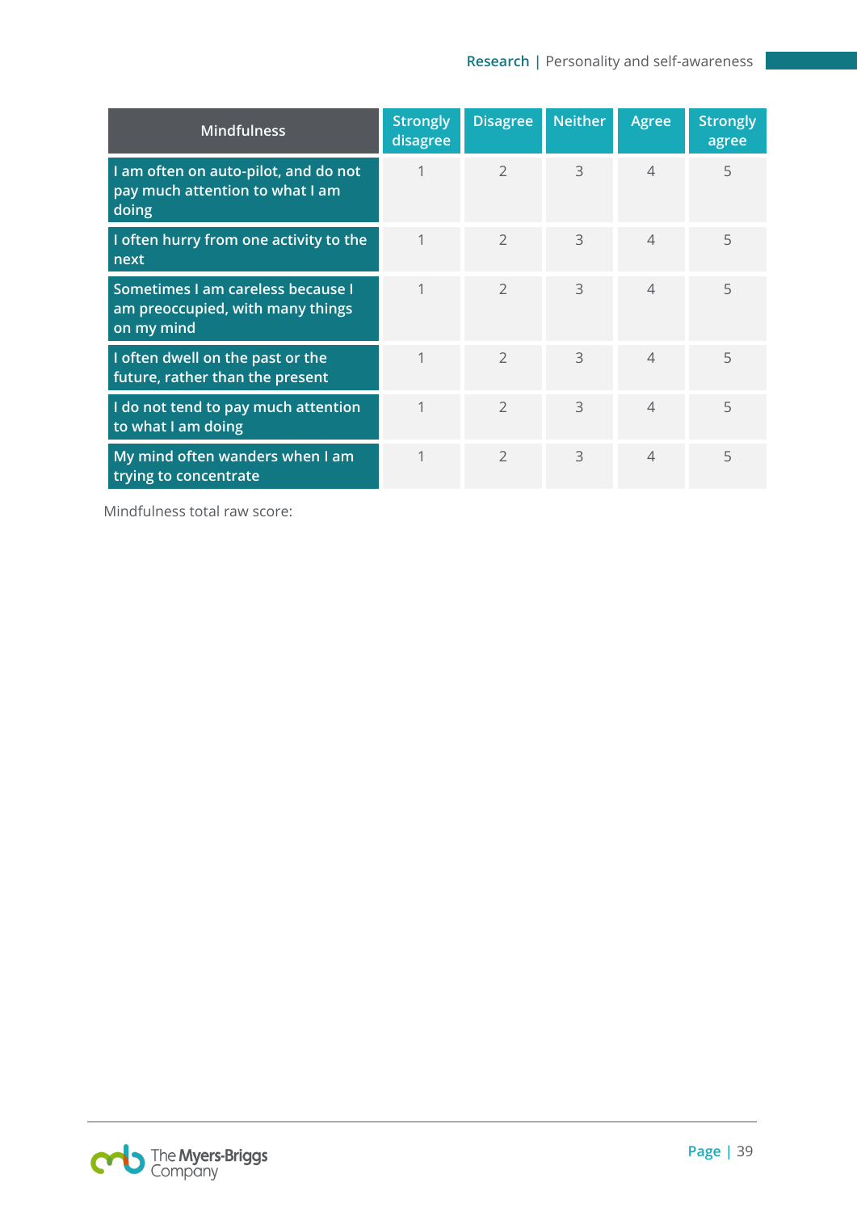| Mindfulness | Strongly disagree | Disagree | Neither | Agree | Strongly agree |
|---|---|---|---|---|---|
| I am often on auto-pilot, and do not pay much attention to what I am doing | 1 | 2 | 3 | 4 | 5 |
| I often hurry from one activity to the next | 1 | 2 | 3 | 4 | 5 |
| Sometimes I am careless because I am preoccupied, with many things on my mind | 1 | 2 | 3 | 4 | 5 |
| I often dwell on the past or the future, rather than the present | 1 | 2 | 3 | 4 | 5 |
| I do not tend to pay much attention to what I am doing | 1 | 2 | 3 | 4 | 5 |
| My mind often wanders when I am trying to concentrate | 1 | 2 | 3 | 4 | 5 |

Mindfulness total raw score: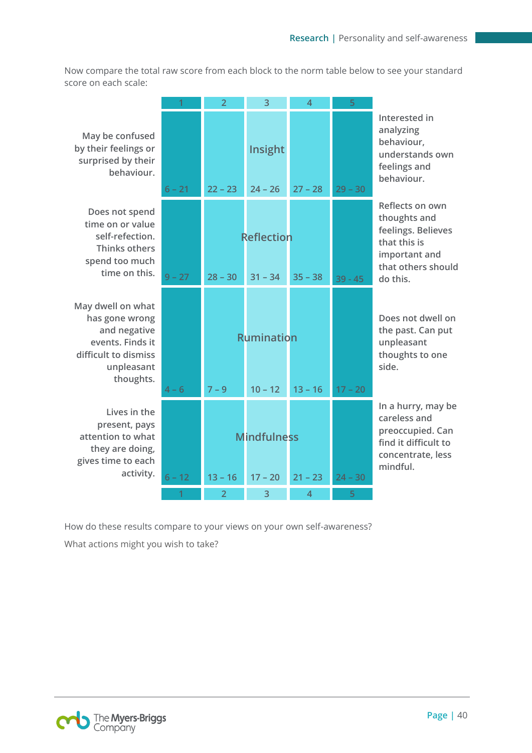Now compare the total raw score from each block to the norm table below to see your standard score on each scale:

| Low description | Scale | 1 | 2 | 3 | 4 | 5 | High description |
|---|---|---|---|---|---|---|---|
| May be confused by their feelings or surprised by their behaviour. | Insight | 6 – 21 | 22 – 23 | 24 – 26 | 27 – 28 | 29 – 30 | Interested in analyzing behaviour, understands own feelings and behaviour. |
| Does not spend time on or value self-refection. Thinks others spend too much time on this. | Reflection | 9 – 27 | 28 – 30 | 31 – 34 | 35 – 38 | 39 - 45 | Reflects on own thoughts and feelings. Believes that this is important and that others should do this. |
| May dwell on what has gone wrong and negative events. Finds it difficult to dismiss unpleasant thoughts. | Rumination | 4 – 6 | 7 – 9 | 10 – 12 | 13 – 16 | 17 – 20 | Does not dwell on the past. Can put unpleasant thoughts to one side. |
| Lives in the present, pays attention to what they are doing, gives time to each activity. | Mindfulness | 6 – 12 | 13 – 16 | 17 – 20 | 21 – 23 | 24 – 30 | In a hurry, may be careless and preoccupied. Can find it difficult to concentrate, less mindful. |

How do these results compare to your views on your own self-awareness?

What actions might you wish to take?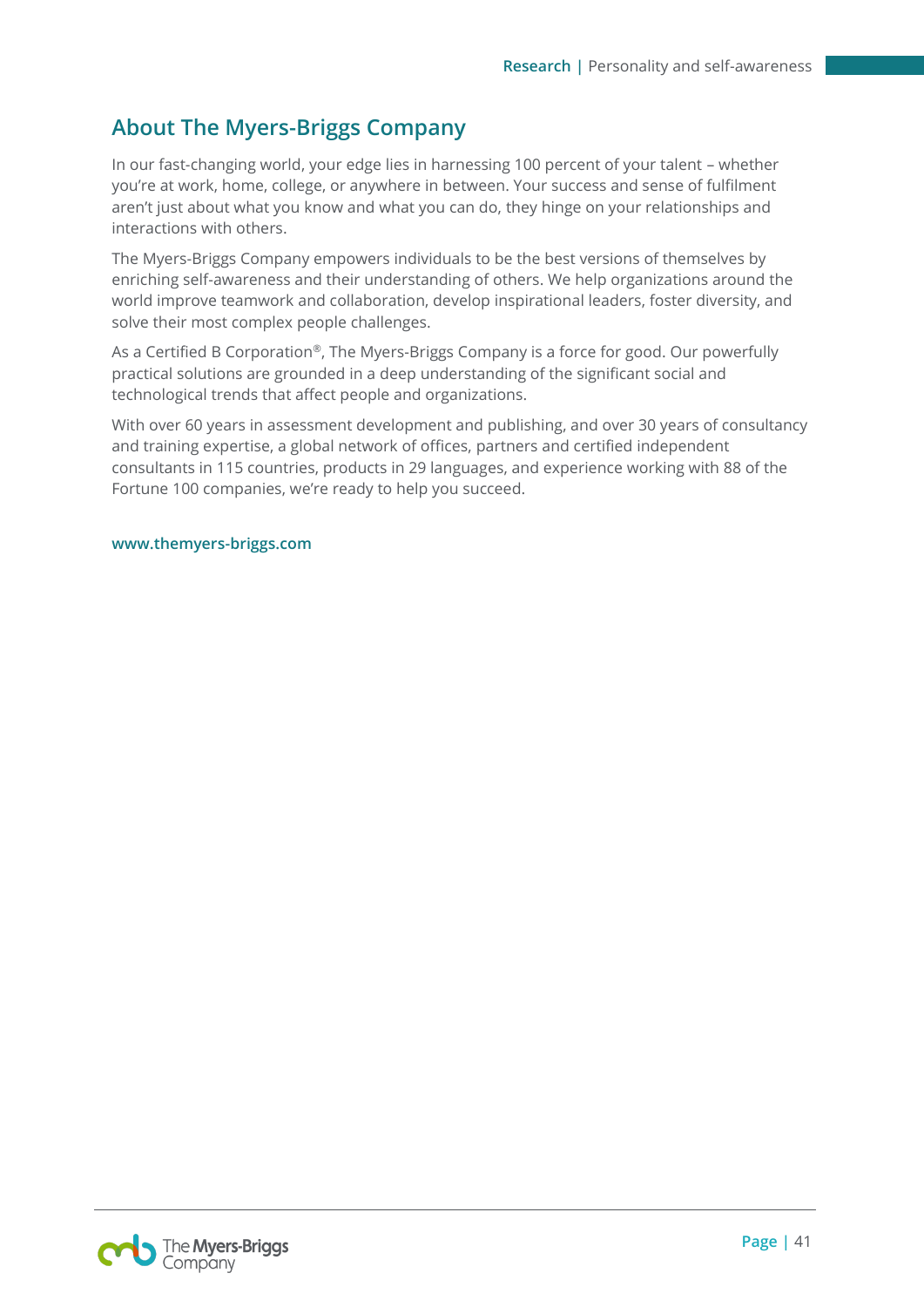## About The Myers-Briggs Company

In our fast-changing world, your edge lies in harnessing 100 percent of your talent – whether you're at work, home, college, or anywhere in between. Your success and sense of fulfilment aren't just about what you know and what you can do, they hinge on your relationships and interactions with others.

The Myers-Briggs Company empowers individuals to be the best versions of themselves by enriching self-awareness and their understanding of others. We help organizations around the world improve teamwork and collaboration, develop inspirational leaders, foster diversity, and solve their most complex people challenges.

As a Certified B Corporation®, The Myers-Briggs Company is a force for good. Our powerfully practical solutions are grounded in a deep understanding of the significant social and technological trends that affect people and organizations.

With over 60 years in assessment development and publishing, and over 30 years of consultancy and training expertise, a global network of offices, partners and certified independent consultants in 115 countries, products in 29 languages, and experience working with 88 of the Fortune 100 companies, we're ready to help you succeed.

**www.themyers-briggs.com**